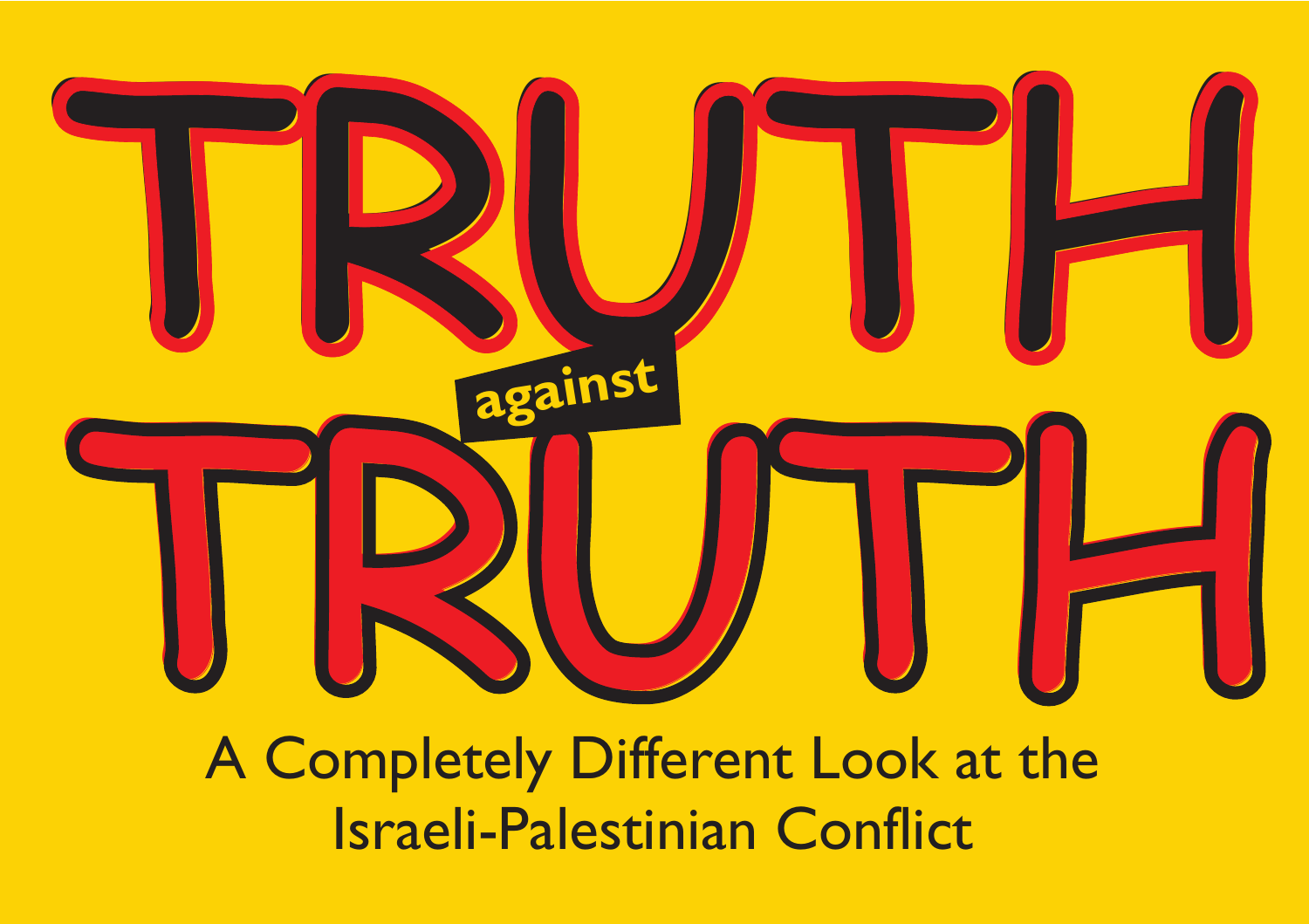# TRUTH against TRUTH

A Completely Different Look at the Israeli-Palestinian Conflict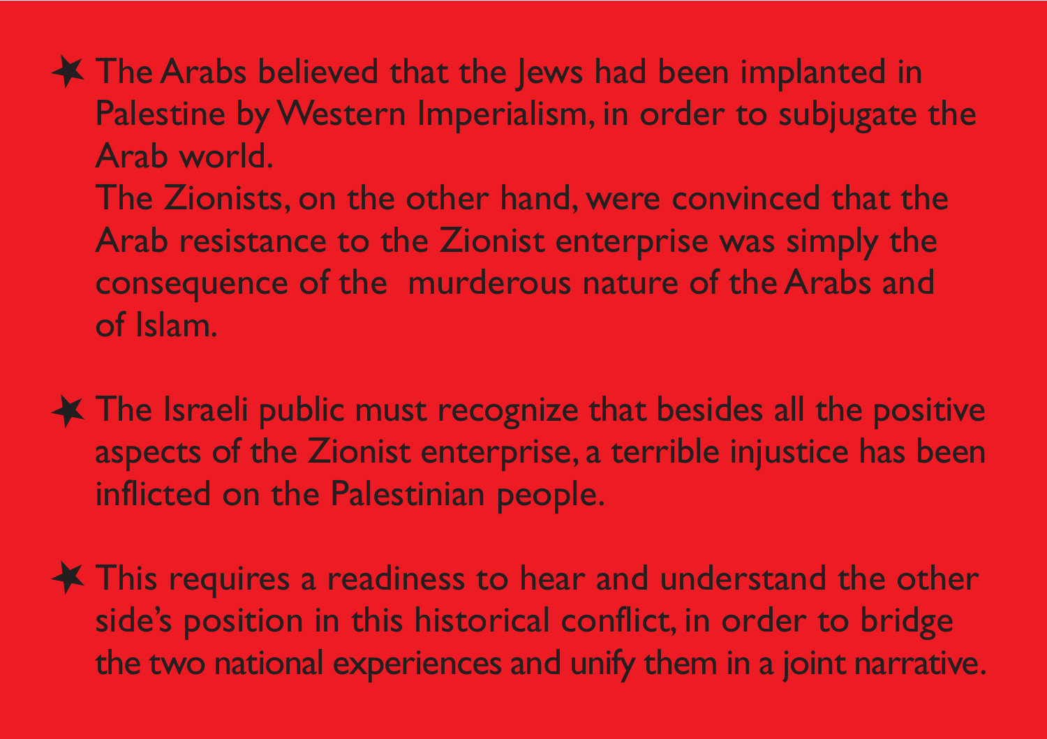- The Arabs believed that the Jews had been implanted in Palestine by Western Imperialism, in order to subjugate the Arab world.
  The Zionists, on the other hand, were convinced that the Arab resistance to the Zionist enterprise was simply the consequence of the murderous nature of the Arabs and of Islam.

- The Israeli public must recognize that besides all the positive aspects of the Zionist enterprise, a terrible injustice has been inflicted on the Palestinian people.

- This requires a readiness to hear and understand the other side's position in this historical conflict, in order to bridge the two national experiences and unify them in a joint narrative.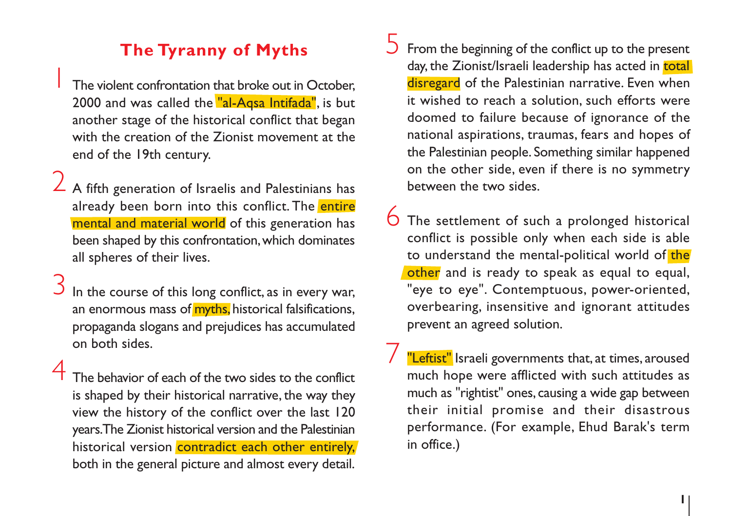# The Tyranny of Myths

1 The violent confrontation that broke out in October, 2000 and was called the "al-Aqsa Intifada", is but another stage of the historical conflict that began with the creation of the Zionist movement at the end of the 19th century.

2 A fifth generation of Israelis and Palestinians has already been born into this conflict. The entire mental and material world of this generation has been shaped by this confrontation, which dominates all spheres of their lives.

3 In the course of this long conflict, as in every war, an enormous mass of myths, historical falsifications, propaganda slogans and prejudices has accumulated on both sides.

4 The behavior of each of the two sides to the conflict is shaped by their historical narrative, the way they view the history of the conflict over the last 120 years. The Zionist historical version and the Palestinian historical version contradict each other entirely, both in the general picture and almost every detail.

5 From the beginning of the conflict up to the present day, the Zionist/Israeli leadership has acted in total disregard of the Palestinian narrative. Even when it wished to reach a solution, such efforts were doomed to failure because of ignorance of the national aspirations, traumas, fears and hopes of the Palestinian people. Something similar happened on the other side, even if there is no symmetry between the two sides.

6 The settlement of such a prolonged historical conflict is possible only when each side is able to understand the mental-political world of the other and is ready to speak as equal to equal, "eye to eye". Contemptuous, power-oriented, overbearing, insensitive and ignorant attitudes prevent an agreed solution.

7 "Leftist" Israeli governments that, at times, aroused much hope were afflicted with such attitudes as much as "rightist" ones, causing a wide gap between their initial promise and their disastrous performance. (For example, Ehud Barak's term in office.)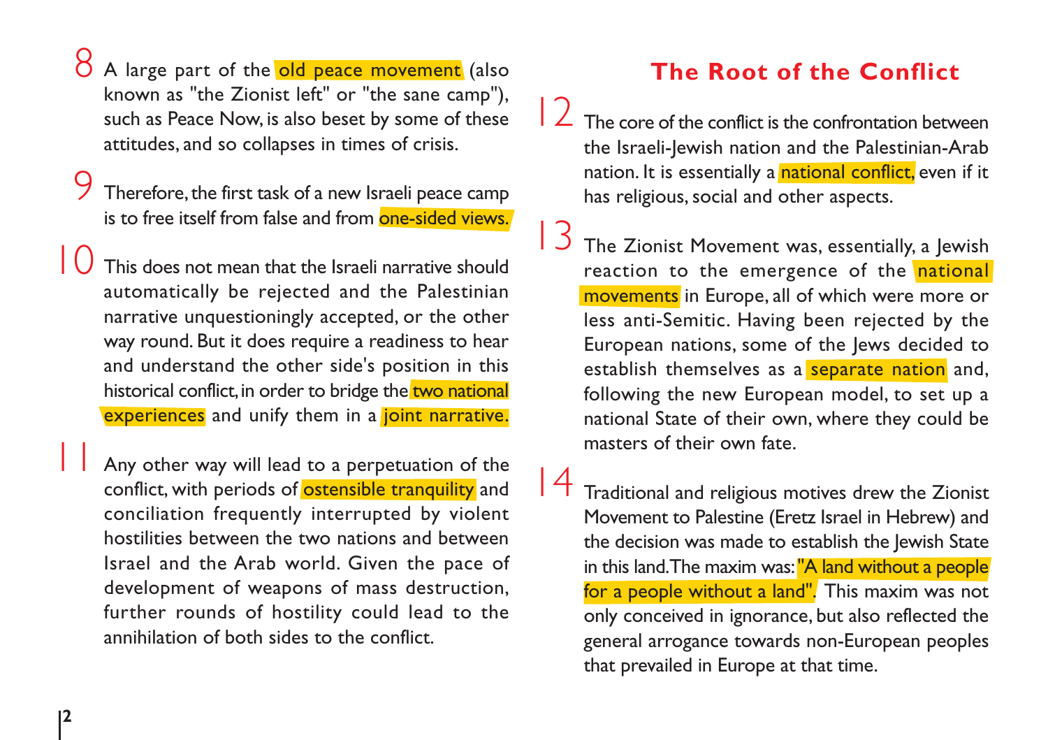8 A large part of the old peace movement (also known as "the Zionist left" or "the sane camp"), such as Peace Now, is also beset by some of these attitudes, and so collapses in times of crisis.

9 Therefore, the first task of a new Israeli peace camp is to free itself from false and from one-sided views.

10 This does not mean that the Israeli narrative should automatically be rejected and the Palestinian narrative unquestioningly accepted, or the other way round. But it does require a readiness to hear and understand the other side's position in this historical conflict, in order to bridge the two national experiences and unify them in a joint narrative.

11 Any other way will lead to a perpetuation of the conflict, with periods of ostensible tranquility and conciliation frequently interrupted by violent hostilities between the two nations and between Israel and the Arab world. Given the pace of development of weapons of mass destruction, further rounds of hostility could lead to the annihilation of both sides to the conflict.

## The Root of the Conflict

12 The core of the conflict is the confrontation between the Israeli-Jewish nation and the Palestinian-Arab nation. It is essentially a national conflict, even if it has religious, social and other aspects.

13 The Zionist Movement was, essentially, a Jewish reaction to the emergence of the national movements in Europe, all of which were more or less anti-Semitic. Having been rejected by the European nations, some of the Jews decided to establish themselves as a separate nation and, following the new European model, to set up a national State of their own, where they could be masters of their own fate.

14 Traditional and religious motives drew the Zionist Movement to Palestine (Eretz Israel in Hebrew) and the decision was made to establish the Jewish State in this land. The maxim was: "A land without a people for a people without a land". This maxim was not only conceived in ignorance, but also reflected the general arrogance towards non-European peoples that prevailed in Europe at that time.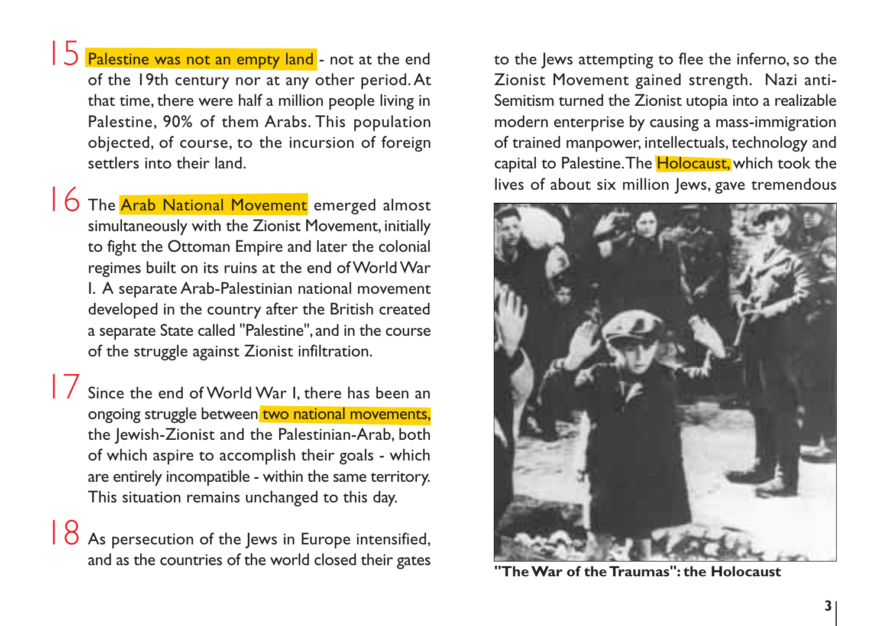**15** Palestine was not an empty land - not at the end of the 19th century nor at any other period. At that time, there were half a million people living in Palestine, 90% of them Arabs. This population objected, of course, to the incursion of foreign settlers into their land.

**16** The Arab National Movement emerged almost simultaneously with the Zionist Movement, initially to fight the Ottoman Empire and later the colonial regimes built on its ruins at the end of World War I. A separate Arab-Palestinian national movement developed in the country after the British created a separate State called "Palestine", and in the course of the struggle against Zionist infiltration.

**17** Since the end of World War I, there has been an ongoing struggle between two national movements, the Jewish-Zionist and the Palestinian-Arab, both of which aspire to accomplish their goals - which are entirely incompatible - within the same territory. This situation remains unchanged to this day.

**18** As persecution of the Jews in Europe intensified, and as the countries of the world closed their gates to the Jews attempting to flee the inferno, so the Zionist Movement gained strength. Nazi anti-Semitism turned the Zionist utopia into a realizable modern enterprise by causing a mass-immigration of trained manpower, intellectuals, technology and capital to Palestine. The Holocaust, which took the lives of about six million Jews, gave tremendous

**"The War of the Traumas": the Holocaust**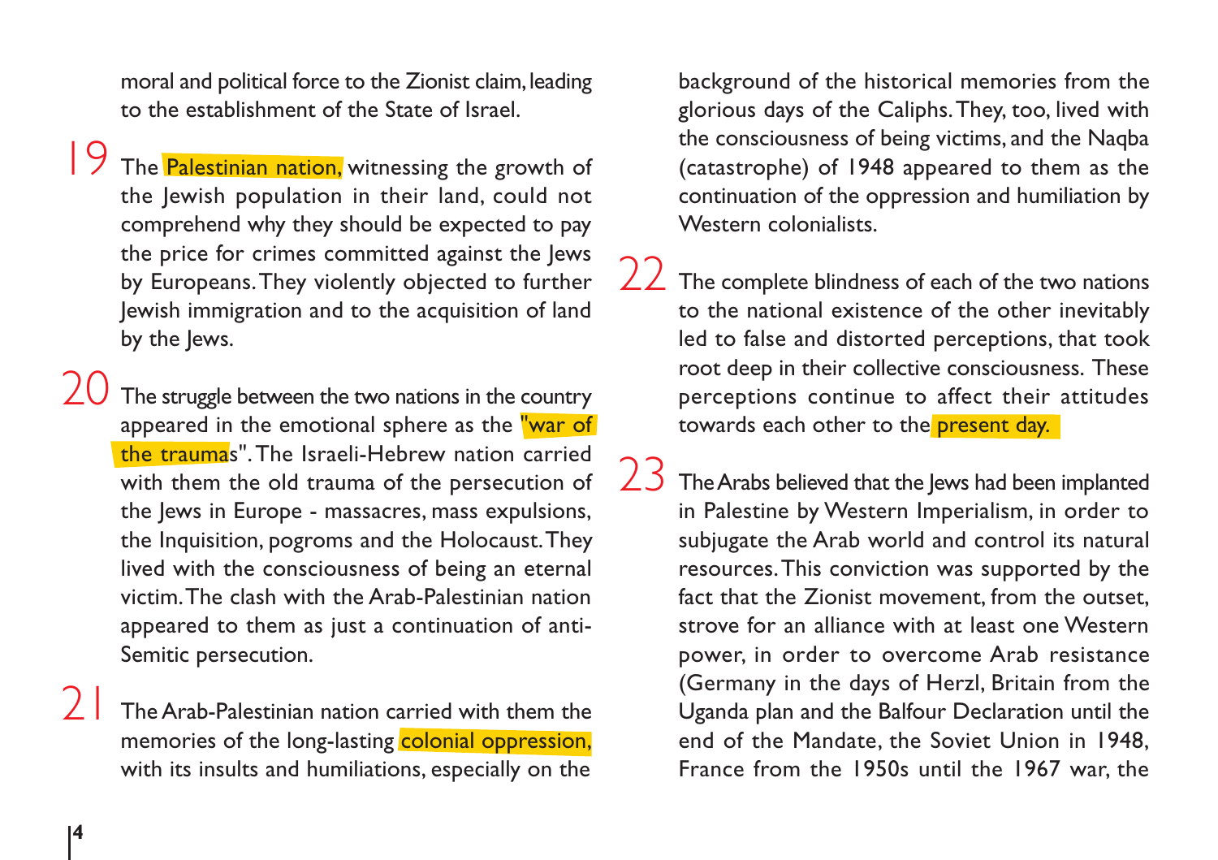moral and political force to the Zionist claim, leading to the establishment of the State of Israel.

19 The Palestinian nation, witnessing the growth of the Jewish population in their land, could not comprehend why they should be expected to pay the price for crimes committed against the Jews by Europeans. They violently objected to further Jewish immigration and to the acquisition of land by the Jews.

20 The struggle between the two nations in the country appeared in the emotional sphere as the "war of the traumas". The Israeli-Hebrew nation carried with them the old trauma of the persecution of the Jews in Europe - massacres, mass expulsions, the Inquisition, pogroms and the Holocaust. They lived with the consciousness of being an eternal victim. The clash with the Arab-Palestinian nation appeared to them as just a continuation of anti-Semitic persecution.

21 The Arab-Palestinian nation carried with them the memories of the long-lasting colonial oppression, with its insults and humiliations, especially on the background of the historical memories from the glorious days of the Caliphs. They, too, lived with the consciousness of being victims, and the Naqba (catastrophe) of 1948 appeared to them as the continuation of the oppression and humiliation by Western colonialists.

22 The complete blindness of each of the two nations to the national existence of the other inevitably led to false and distorted perceptions, that took root deep in their collective consciousness. These perceptions continue to affect their attitudes towards each other to the present day.

23 The Arabs believed that the Jews had been implanted in Palestine by Western Imperialism, in order to subjugate the Arab world and control its natural resources. This conviction was supported by the fact that the Zionist movement, from the outset, strove for an alliance with at least one Western power, in order to overcome Arab resistance (Germany in the days of Herzl, Britain from the Uganda plan and the Balfour Declaration until the end of the Mandate, the Soviet Union in 1948, France from the 1950s until the 1967 war, the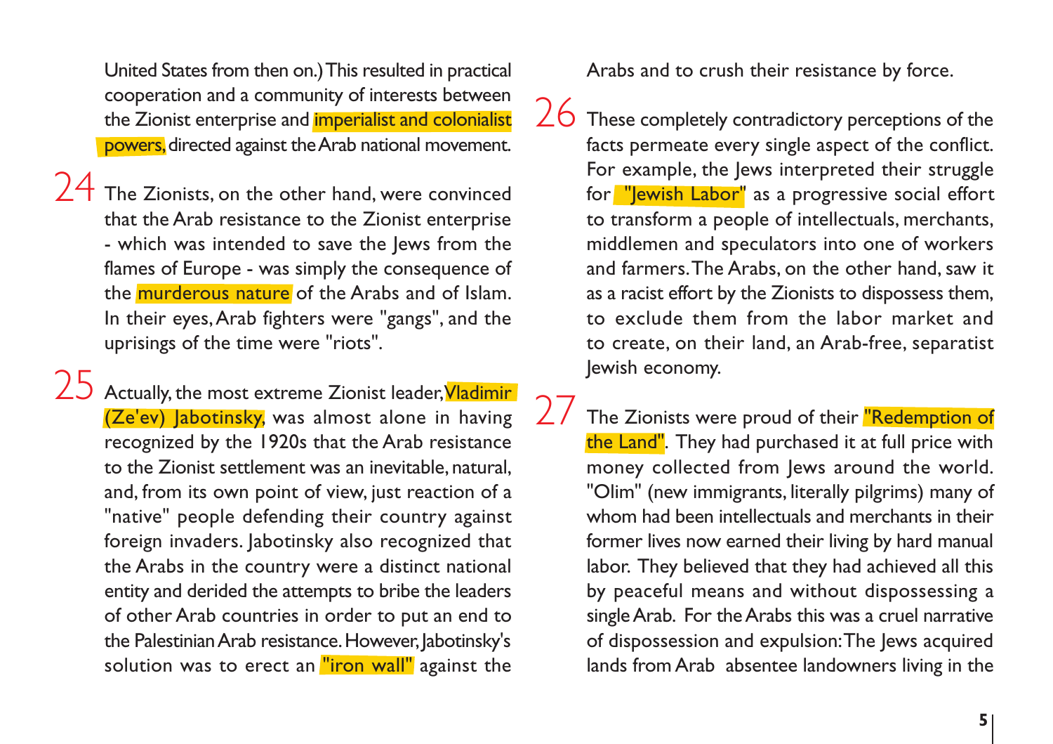United States from then on.) This resulted in practical cooperation and a community of interests between the Zionist enterprise and imperialist and colonialist powers, directed against the Arab national movement.

24 The Zionists, on the other hand, were convinced that the Arab resistance to the Zionist enterprise - which was intended to save the Jews from the flames of Europe - was simply the consequence of the murderous nature of the Arabs and of Islam. In their eyes, Arab fighters were "gangs", and the uprisings of the time were "riots".

25 Actually, the most extreme Zionist leader, Vladimir (Ze'ev) Jabotinsky, was almost alone in having recognized by the 1920s that the Arab resistance to the Zionist settlement was an inevitable, natural, and, from its own point of view, just reaction of a "native" people defending their country against foreign invaders. Jabotinsky also recognized that the Arabs in the country were a distinct national entity and derided the attempts to bribe the leaders of other Arab countries in order to put an end to the Palestinian Arab resistance. However, Jabotinsky's solution was to erect an "iron wall" against the Arabs and to crush their resistance by force.

26 These completely contradictory perceptions of the facts permeate every single aspect of the conflict. For example, the Jews interpreted their struggle for "Jewish Labor" as a progressive social effort to transform a people of intellectuals, merchants, middlemen and speculators into one of workers and farmers. The Arabs, on the other hand, saw it as a racist effort by the Zionists to dispossess them, to exclude them from the labor market and to create, on their land, an Arab-free, separatist Jewish economy.

27 The Zionists were proud of their "Redemption of the Land". They had purchased it at full price with money collected from Jews around the world. "Olim" (new immigrants, literally pilgrims) many of whom had been intellectuals and merchants in their former lives now earned their living by hard manual labor. They believed that they had achieved all this by peaceful means and without dispossessing a single Arab. For the Arabs this was a cruel narrative of dispossession and expulsion: The Jews acquired lands from Arab absentee landowners living in the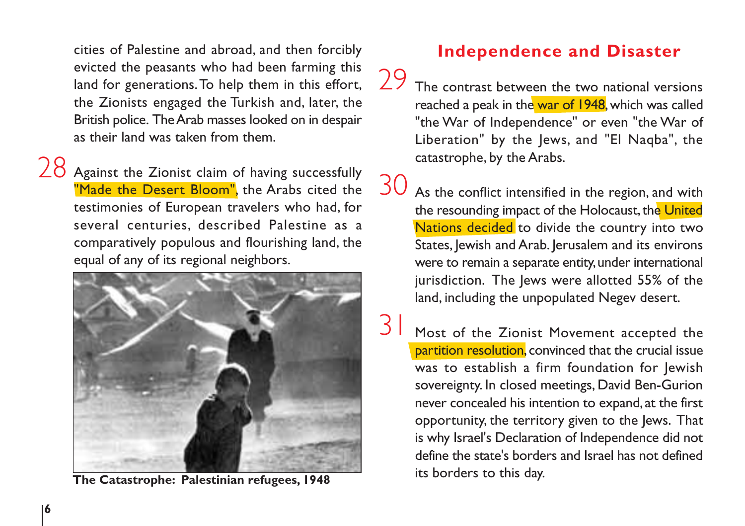cities of Palestine and abroad, and then forcibly evicted the peasants who had been farming this land for generations. To help them in this effort, the Zionists engaged the Turkish and, later, the British police. The Arab masses looked on in despair as their land was taken from them.

28 Against the Zionist claim of having successfully "Made the Desert Bloom", the Arabs cited the testimonies of European travelers who had, for several centuries, described Palestine as a comparatively populous and flourishing land, the equal of any of its regional neighbors.

The Catastrophe: Palestinian refugees, 1948

## Independence and Disaster

29 The contrast between the two national versions reached a peak in the war of 1948, which was called "the War of Independence" or even "the War of Liberation" by the Jews, and "El Naqba", the catastrophe, by the Arabs.

30 As the conflict intensified in the region, and with the resounding impact of the Holocaust, the United Nations decided to divide the country into two States, Jewish and Arab. Jerusalem and its environs were to remain a separate entity, under international jurisdiction. The Jews were allotted 55% of the land, including the unpopulated Negev desert.

31 Most of the Zionist Movement accepted the partition resolution, convinced that the crucial issue was to establish a firm foundation for Jewish sovereignty. In closed meetings, David Ben-Gurion never concealed his intention to expand, at the first opportunity, the territory given to the Jews. That is why Israel's Declaration of Independence did not define the state's borders and Israel has not defined its borders to this day.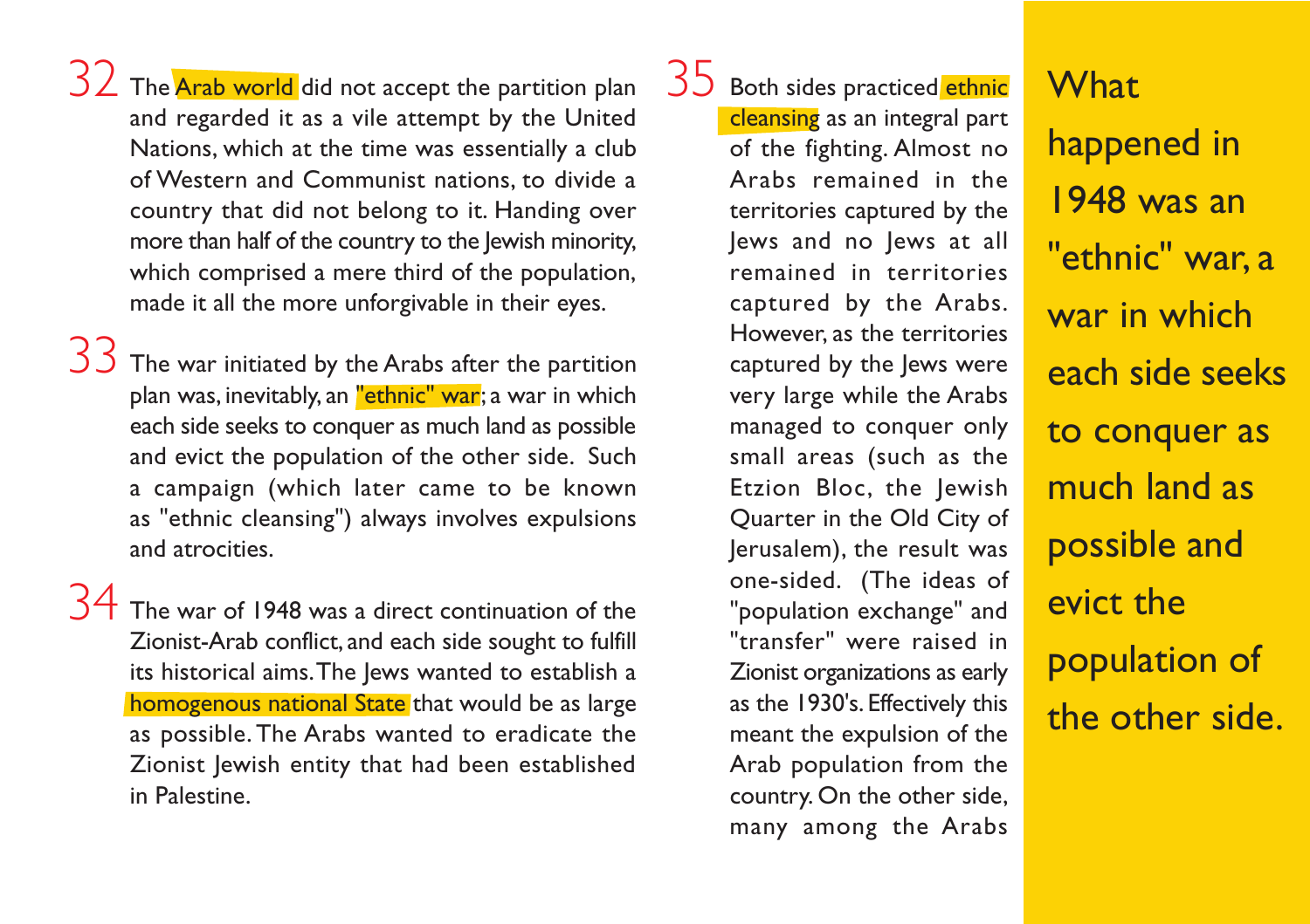32 The Arab world did not accept the partition plan and regarded it as a vile attempt by the United Nations, which at the time was essentially a club of Western and Communist nations, to divide a country that did not belong to it. Handing over more than half of the country to the Jewish minority, which comprised a mere third of the population, made it all the more unforgivable in their eyes.

33 The war initiated by the Arabs after the partition plan was, inevitably, an "ethnic" war; a war in which each side seeks to conquer as much land as possible and evict the population of the other side. Such a campaign (which later came to be known as "ethnic cleansing") always involves expulsions and atrocities.

34 The war of 1948 was a direct continuation of the Zionist-Arab conflict, and each side sought to fulfill its historical aims. The Jews wanted to establish a homogenous national State that would be as large as possible. The Arabs wanted to eradicate the Zionist Jewish entity that had been established in Palestine.

35 Both sides practiced ethnic cleansing as an integral part of the fighting. Almost no Arabs remained in the territories captured by the Jews and no Jews at all remained in territories captured by the Arabs. However, as the territories captured by the Jews were very large while the Arabs managed to conquer only small areas (such as the Etzion Bloc, the Jewish Quarter in the Old City of Jerusalem), the result was one-sided. (The ideas of "population exchange" and "transfer" were raised in Zionist organizations as early as the 1930's. Effectively this meant the expulsion of the Arab population from the country. On the other side, many among the Arabs

What happened in 1948 was an "ethnic" war, a war in which each side seeks to conquer as much land as possible and evict the population of the other side.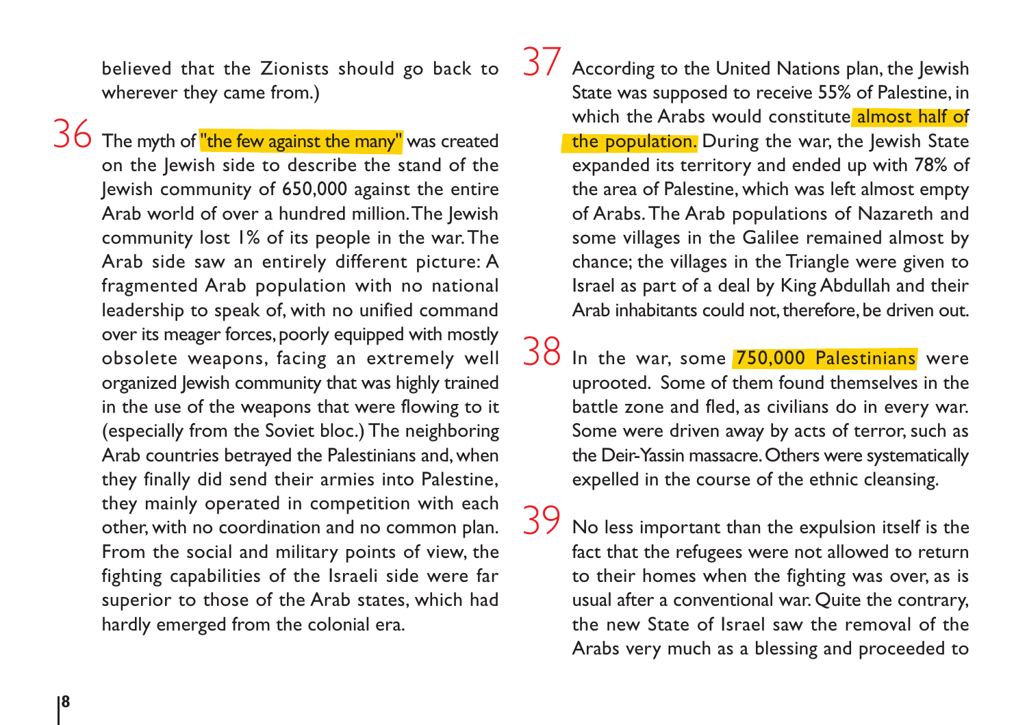believed that the Zionists should go back to wherever they came from.)

36 The myth of "the few against the many" was created on the Jewish side to describe the stand of the Jewish community of 650,000 against the entire Arab world of over a hundred million. The Jewish community lost 1% of its people in the war. The Arab side saw an entirely different picture: A fragmented Arab population with no national leadership to speak of, with no unified command over its meager forces, poorly equipped with mostly obsolete weapons, facing an extremely well organized Jewish community that was highly trained in the use of the weapons that were flowing to it (especially from the Soviet bloc.) The neighboring Arab countries betrayed the Palestinians and, when they finally did send their armies into Palestine, they mainly operated in competition with each other, with no coordination and no common plan. From the social and military points of view, the fighting capabilities of the Israeli side were far superior to those of the Arab states, which had hardly emerged from the colonial era.

37 According to the United Nations plan, the Jewish State was supposed to receive 55% of Palestine, in which the Arabs would constitute almost half of the population. During the war, the Jewish State expanded its territory and ended up with 78% of the area of Palestine, which was left almost empty of Arabs. The Arab populations of Nazareth and some villages in the Galilee remained almost by chance; the villages in the Triangle were given to Israel as part of a deal by King Abdullah and their Arab inhabitants could not, therefore, be driven out.

38 In the war, some 750,000 Palestinians were uprooted. Some of them found themselves in the battle zone and fled, as civilians do in every war. Some were driven away by acts of terror, such as the Deir-Yassin massacre. Others were systematically expelled in the course of the ethnic cleansing.

39 No less important than the expulsion itself is the fact that the refugees were not allowed to return to their homes when the fighting was over, as is usual after a conventional war. Quite the contrary, the new State of Israel saw the removal of the Arabs very much as a blessing and proceeded to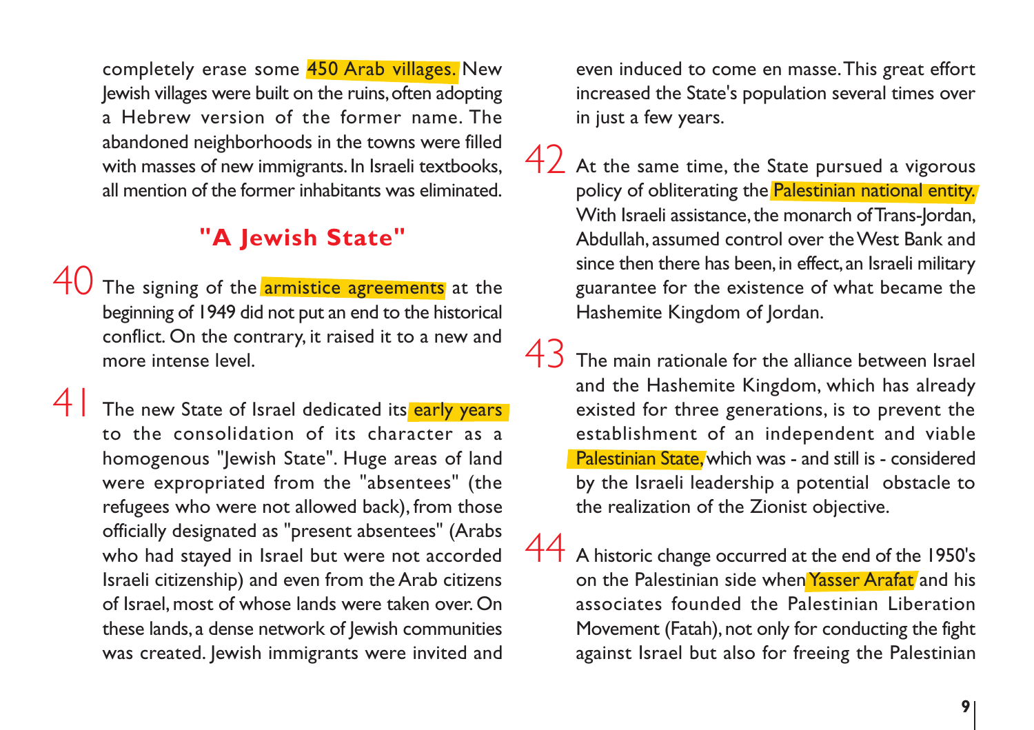completely erase some 450 Arab villages. New Jewish villages were built on the ruins, often adopting a Hebrew version of the former name. The abandoned neighborhoods in the towns were filled with masses of new immigrants. In Israeli textbooks, all mention of the former inhabitants was eliminated.

## "A Jewish State"

40 The signing of the armistice agreements at the beginning of 1949 did not put an end to the historical conflict. On the contrary, it raised it to a new and more intense level.

41 The new State of Israel dedicated its early years to the consolidation of its character as a homogenous "Jewish State". Huge areas of land were expropriated from the "absentees" (the refugees who were not allowed back), from those officially designated as "present absentees" (Arabs who had stayed in Israel but were not accorded Israeli citizenship) and even from the Arab citizens of Israel, most of whose lands were taken over. On these lands, a dense network of Jewish communities was created. Jewish immigrants were invited and even induced to come en masse. This great effort increased the State's population several times over in just a few years.

42 At the same time, the State pursued a vigorous policy of obliterating the Palestinian national entity. With Israeli assistance, the monarch of Trans-Jordan, Abdullah, assumed control over the West Bank and since then there has been, in effect, an Israeli military guarantee for the existence of what became the Hashemite Kingdom of Jordan.

43 The main rationale for the alliance between Israel and the Hashemite Kingdom, which has already existed for three generations, is to prevent the establishment of an independent and viable Palestinian State, which was - and still is - considered by the Israeli leadership a potential obstacle to the realization of the Zionist objective.

44 A historic change occurred at the end of the 1950's on the Palestinian side when Yasser Arafat and his associates founded the Palestinian Liberation Movement (Fatah), not only for conducting the fight against Israel but also for freeing the Palestinian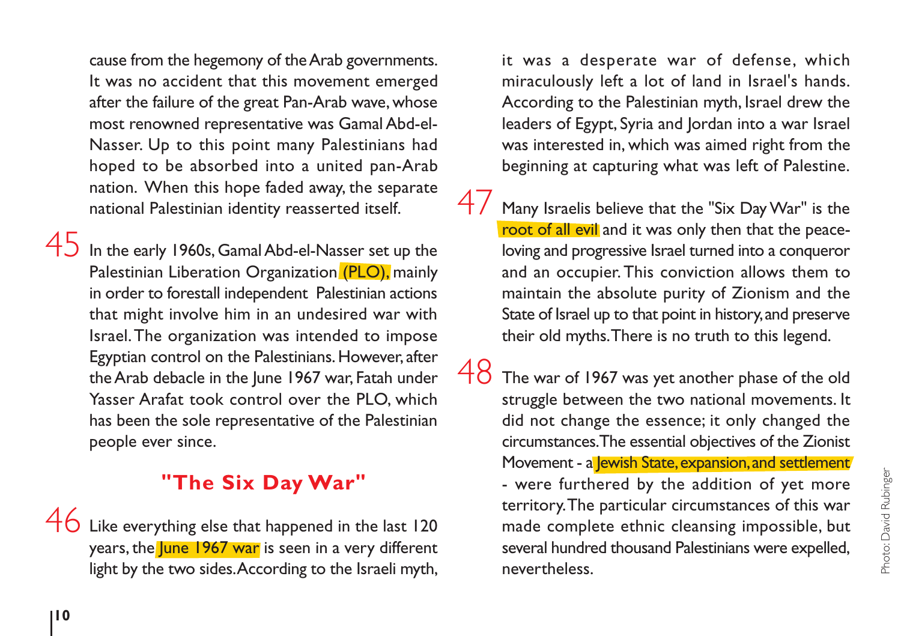cause from the hegemony of the Arab governments. It was no accident that this movement emerged after the failure of the great Pan-Arab wave, whose most renowned representative was Gamal Abd-el-Nasser. Up to this point many Palestinians had hoped to be absorbed into a united pan-Arab nation. When this hope faded away, the separate national Palestinian identity reasserted itself.

45 In the early 1960s, Gamal Abd-el-Nasser set up the Palestinian Liberation Organization (PLO), mainly in order to forestall independent Palestinian actions that might involve him in an undesired war with Israel. The organization was intended to impose Egyptian control on the Palestinians. However, after the Arab debacle in the June 1967 war, Fatah under Yasser Arafat took control over the PLO, which has been the sole representative of the Palestinian people ever since.

## "The Six Day War"

46 Like everything else that happened in the last 120 years, the June 1967 war is seen in a very different light by the two sides. According to the Israeli myth, it was a desperate war of defense, which miraculously left a lot of land in Israel's hands. According to the Palestinian myth, Israel drew the leaders of Egypt, Syria and Jordan into a war Israel was interested in, which was aimed right from the beginning at capturing what was left of Palestine.

47 Many Israelis believe that the "Six Day War" is the root of all evil and it was only then that the peace-loving and progressive Israel turned into a conqueror and an occupier. This conviction allows them to maintain the absolute purity of Zionism and the State of Israel up to that point in history, and preserve their old myths. There is no truth to this legend.

48 The war of 1967 was yet another phase of the old struggle between the two national movements. It did not change the essence; it only changed the circumstances. The essential objectives of the Zionist Movement - a Jewish State, expansion, and settlement - were furthered by the addition of yet more territory. The particular circumstances of this war made complete ethnic cleansing impossible, but several hundred thousand Palestinians were expelled, nevertheless.

Photo: David Rubinger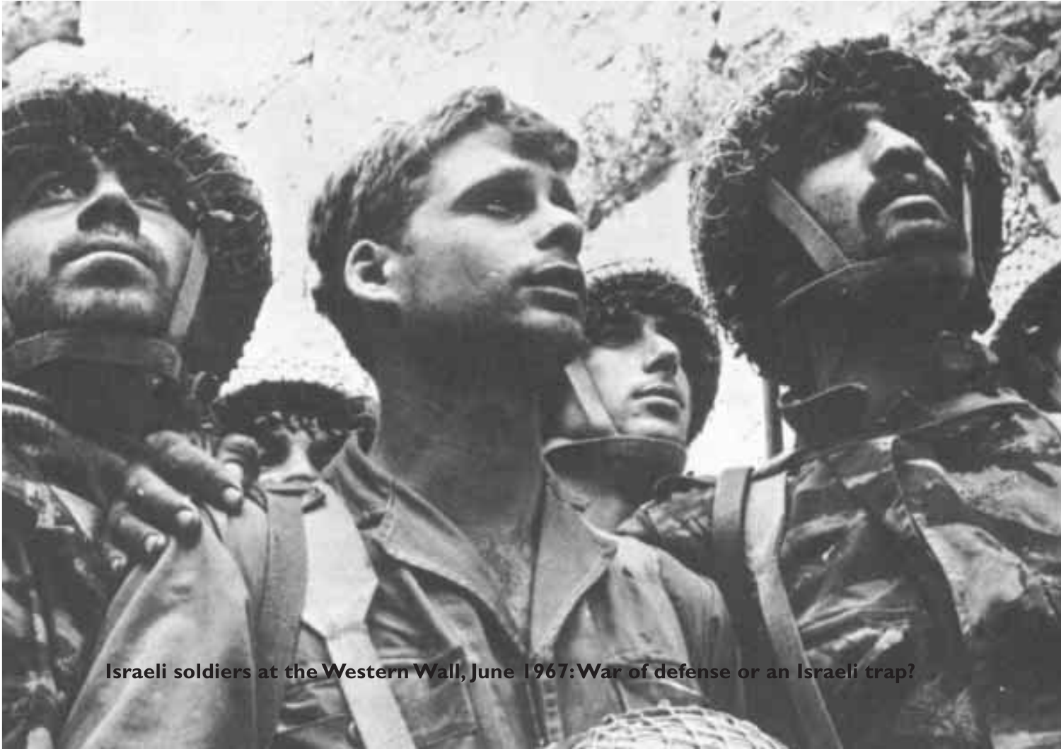Israeli soldiers at the Western Wall, June 1967: War of defense or an Israeli trap?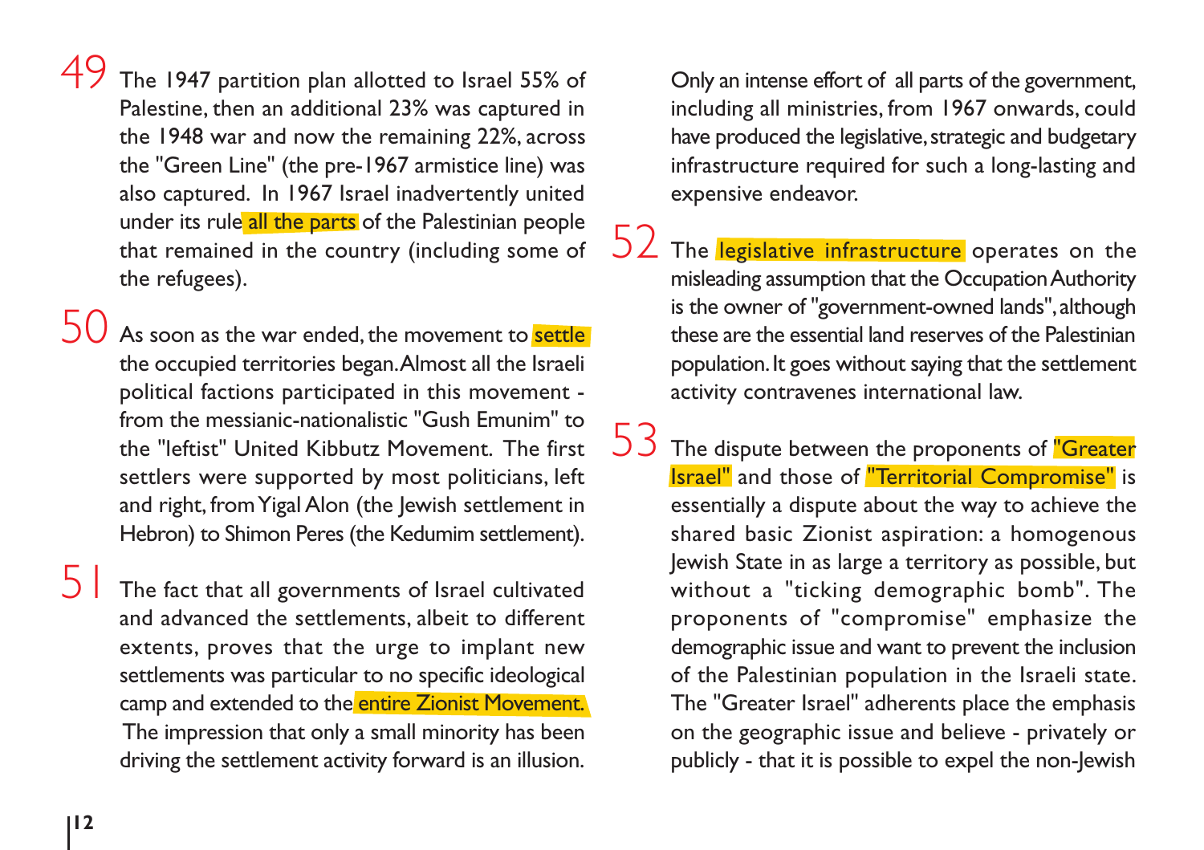49 The 1947 partition plan allotted to Israel 55% of Palestine, then an additional 23% was captured in the 1948 war and now the remaining 22%, across the "Green Line" (the pre-1967 armistice line) was also captured. In 1967 Israel inadvertently united under its rule all the parts of the Palestinian people that remained in the country (including some of the refugees).

50 As soon as the war ended, the movement to settle the occupied territories began. Almost all the Israeli political factions participated in this movement - from the messianic-nationalistic "Gush Emunim" to the "leftist" United Kibbutz Movement. The first settlers were supported by most politicians, left and right, from Yigal Alon (the Jewish settlement in Hebron) to Shimon Peres (the Kedumim settlement).

51 The fact that all governments of Israel cultivated and advanced the settlements, albeit to different extents, proves that the urge to implant new settlements was particular to no specific ideological camp and extended to the entire Zionist Movement. The impression that only a small minority has been driving the settlement activity forward is an illusion. Only an intense effort of all parts of the government, including all ministries, from 1967 onwards, could have produced the legislative, strategic and budgetary infrastructure required for such a long-lasting and expensive endeavor.

52 The legislative infrastructure operates on the misleading assumption that the Occupation Authority is the owner of "government-owned lands", although these are the essential land reserves of the Palestinian population. It goes without saying that the settlement activity contravenes international law.

53 The dispute between the proponents of "Greater Israel" and those of "Territorial Compromise" is essentially a dispute about the way to achieve the shared basic Zionist aspiration: a homogenous Jewish State in as large a territory as possible, but without a "ticking demographic bomb". The proponents of "compromise" emphasize the demographic issue and want to prevent the inclusion of the Palestinian population in the Israeli state. The "Greater Israel" adherents place the emphasis on the geographic issue and believe - privately or publicly - that it is possible to expel the non-Jewish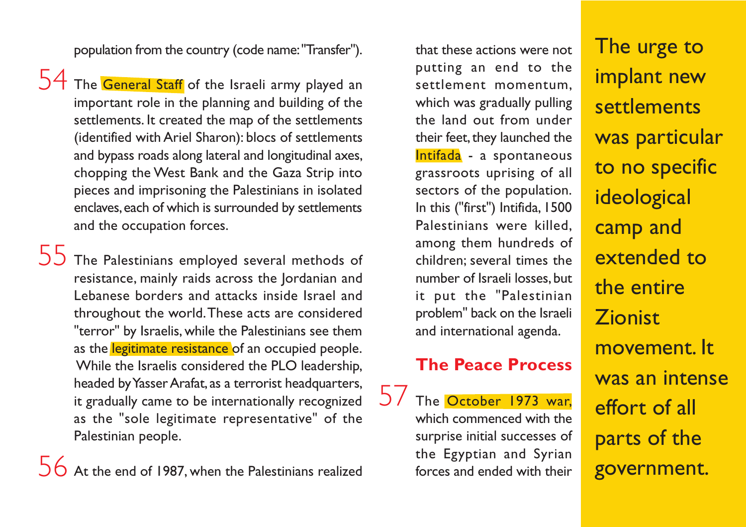population from the country (code name: "Transfer").

54 The General Staff of the Israeli army played an important role in the planning and building of the settlements. It created the map of the settlements (identified with Ariel Sharon): blocs of settlements and bypass roads along lateral and longitudinal axes, chopping the West Bank and the Gaza Strip into pieces and imprisoning the Palestinians in isolated enclaves, each of which is surrounded by settlements and the occupation forces.

55 The Palestinians employed several methods of resistance, mainly raids across the Jordanian and Lebanese borders and attacks inside Israel and throughout the world. These acts are considered "terror" by Israelis, while the Palestinians see them as the legitimate resistance of an occupied people. While the Israelis considered the PLO leadership, headed by Yasser Arafat, as a terrorist headquarters, it gradually came to be internationally recognized as the "sole legitimate representative" of the Palestinian people.

56 At the end of 1987, when the Palestinians realized that these actions were not putting an end to the settlement momentum, which was gradually pulling the land out from under their feet, they launched the Intifada - a spontaneous grassroots uprising of all sectors of the population. In this ("first") Intifida, 1500 Palestinians were killed, among them hundreds of children; several times the number of Israeli losses, but it put the "Palestinian problem" back on the Israeli and international agenda.

## The Peace Process

57 The October 1973 war, which commenced with the surprise initial successes of the Egyptian and Syrian forces and ended with their

> The urge to implant new settlements was particular to no specific ideological camp and extended to the entire Zionist movement. It was an intense effort of all parts of the government.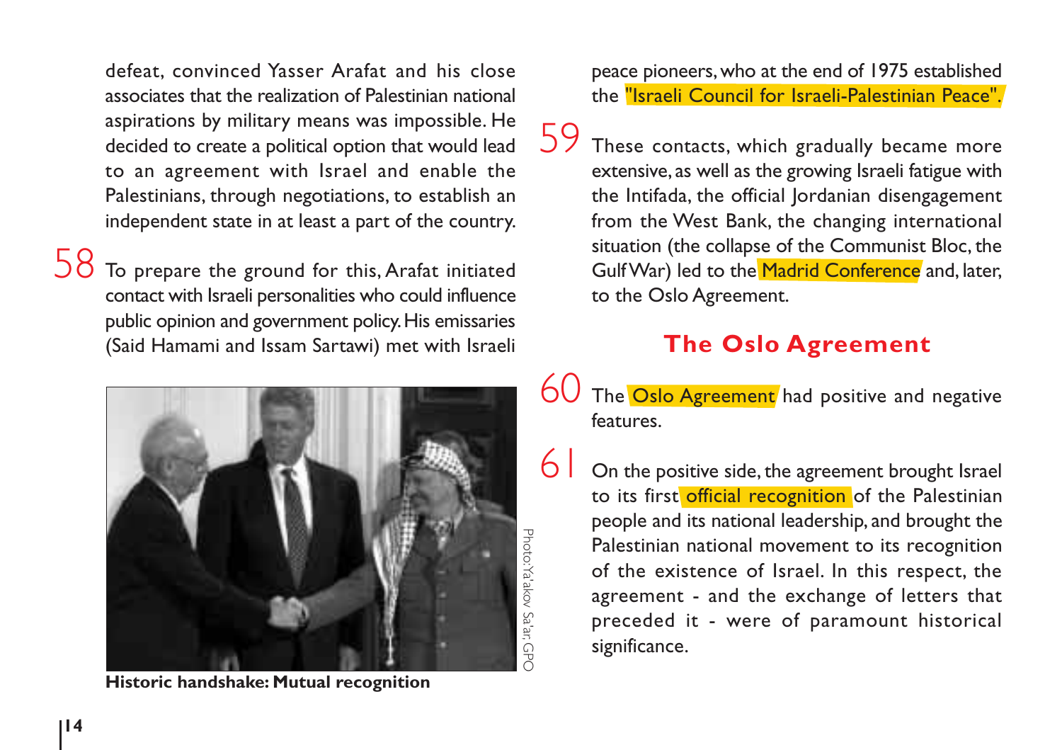defeat, convinced Yasser Arafat and his close associates that the realization of Palestinian national aspirations by military means was impossible. He decided to create a political option that would lead to an agreement with Israel and enable the Palestinians, through negotiations, to establish an independent state in at least a part of the country.

58 To prepare the ground for this, Arafat initiated contact with Israeli personalities who could influence public opinion and government policy. His emissaries (Said Hamami and Issam Sartawi) met with Israeli peace pioneers, who at the end of 1975 established the "Israeli Council for Israeli-Palestinian Peace".

Photo: Ya'akov Sa'ar, GPO

**Historic handshake: Mutual recognition**

59 These contacts, which gradually became more extensive, as well as the growing Israeli fatigue with the Intifada, the official Jordanian disengagement from the West Bank, the changing international situation (the collapse of the Communist Bloc, the Gulf War) led to the Madrid Conference and, later, to the Oslo Agreement.

## The Oslo Agreement

60 The Oslo Agreement had positive and negative features.

61 On the positive side, the agreement brought Israel to its first official recognition of the Palestinian people and its national leadership, and brought the Palestinian national movement to its recognition of the existence of Israel. In this respect, the agreement - and the exchange of letters that preceded it - were of paramount historical significance.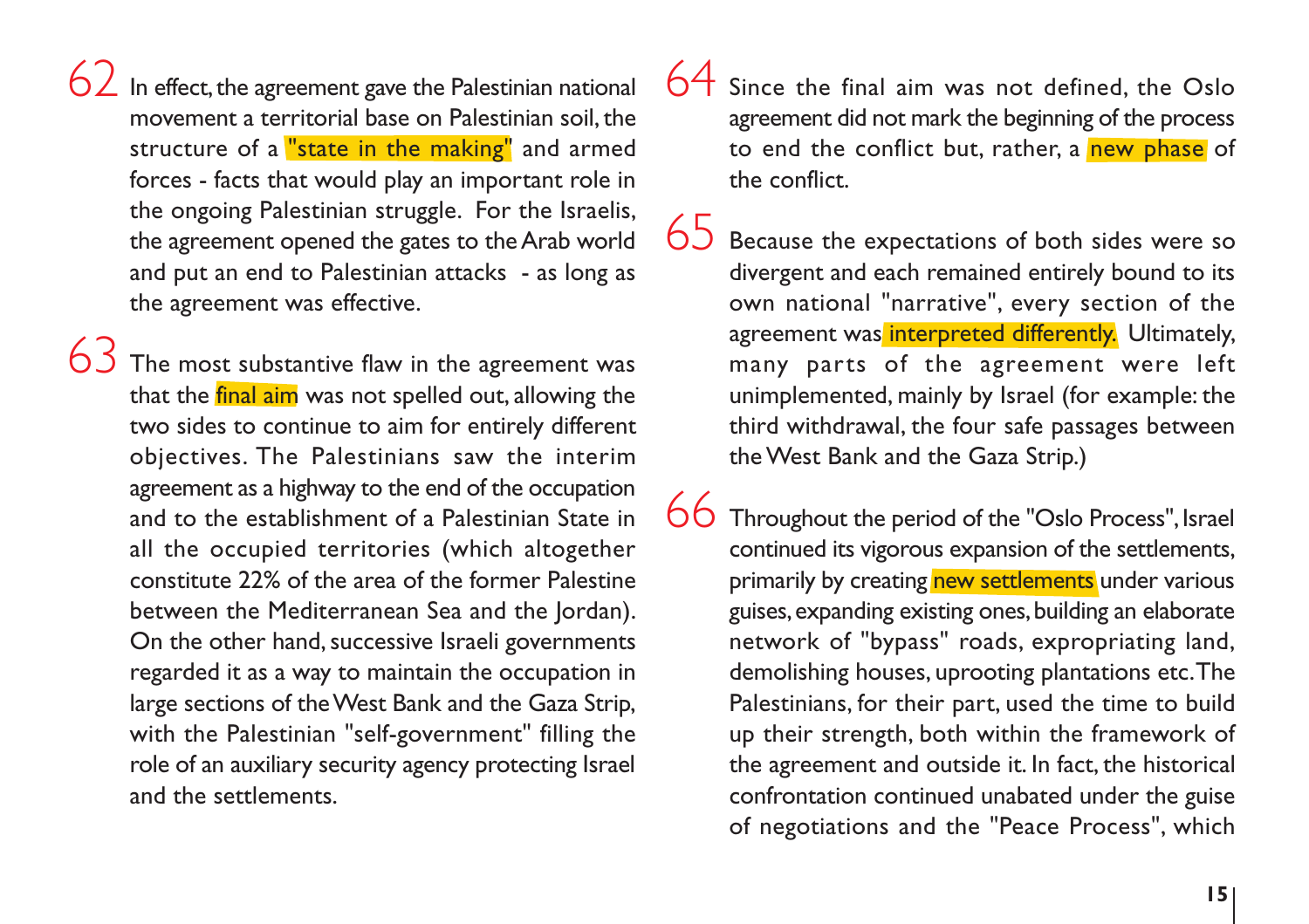62 In effect, the agreement gave the Palestinian national movement a territorial base on Palestinian soil, the structure of a "state in the making" and armed forces - facts that would play an important role in the ongoing Palestinian struggle. For the Israelis, the agreement opened the gates to the Arab world and put an end to Palestinian attacks - as long as the agreement was effective.

63 The most substantive flaw in the agreement was that the final aim was not spelled out, allowing the two sides to continue to aim for entirely different objectives. The Palestinians saw the interim agreement as a highway to the end of the occupation and to the establishment of a Palestinian State in all the occupied territories (which altogether constitute 22% of the area of the former Palestine between the Mediterranean Sea and the Jordan). On the other hand, successive Israeli governments regarded it as a way to maintain the occupation in large sections of the West Bank and the Gaza Strip, with the Palestinian "self-government" filling the role of an auxiliary security agency protecting Israel and the settlements.

64 Since the final aim was not defined, the Oslo agreement did not mark the beginning of the process to end the conflict but, rather, a new phase of the conflict.

65 Because the expectations of both sides were so divergent and each remained entirely bound to its own national "narrative", every section of the agreement was interpreted differently. Ultimately, many parts of the agreement were left unimplemented, mainly by Israel (for example: the third withdrawal, the four safe passages between the West Bank and the Gaza Strip.)

66 Throughout the period of the "Oslo Process", Israel continued its vigorous expansion of the settlements, primarily by creating new settlements under various guises, expanding existing ones, building an elaborate network of "bypass" roads, expropriating land, demolishing houses, uprooting plantations etc. The Palestinians, for their part, used the time to build up their strength, both within the framework of the agreement and outside it. In fact, the historical confrontation continued unabated under the guise of negotiations and the "Peace Process", which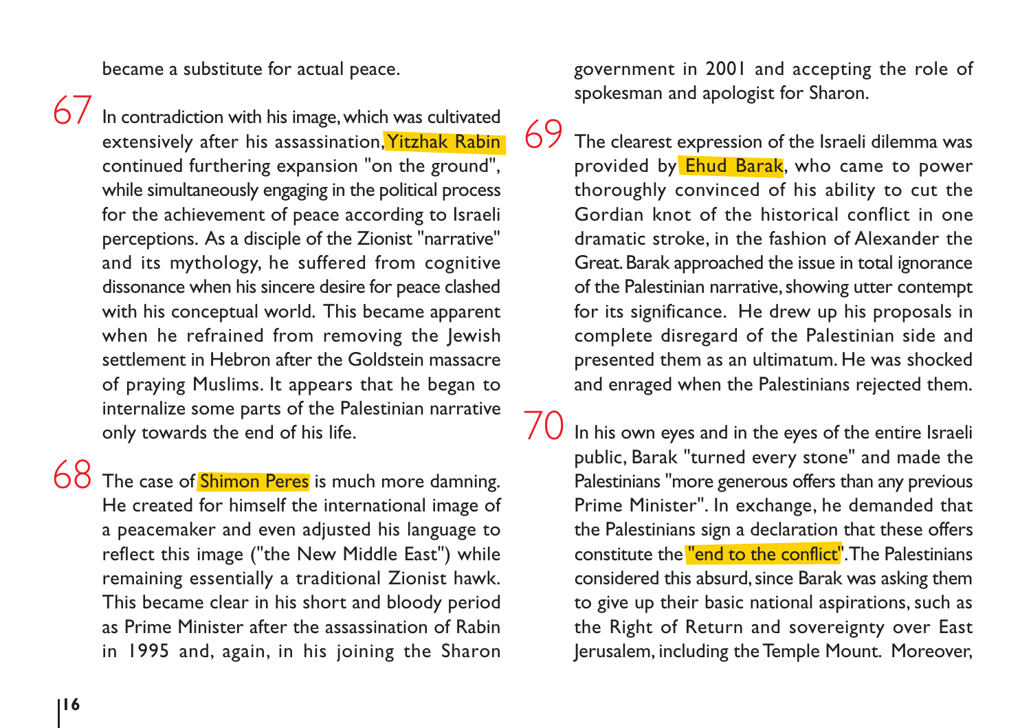became a substitute for actual peace.

67 In contradiction with his image, which was cultivated extensively after his assassination, Yitzhak Rabin continued furthering expansion "on the ground", while simultaneously engaging in the political process for the achievement of peace according to Israeli perceptions. As a disciple of the Zionist "narrative" and its mythology, he suffered from cognitive dissonance when his sincere desire for peace clashed with his conceptual world. This became apparent when he refrained from removing the Jewish settlement in Hebron after the Goldstein massacre of praying Muslims. It appears that he began to internalize some parts of the Palestinian narrative only towards the end of his life.

68 The case of Shimon Peres is much more damning. He created for himself the international image of a peacemaker and even adjusted his language to reflect this image ("the New Middle East") while remaining essentially a traditional Zionist hawk. This became clear in his short and bloody period as Prime Minister after the assassination of Rabin in 1995 and, again, in his joining the Sharon government in 2001 and accepting the role of spokesman and apologist for Sharon.

69 The clearest expression of the Israeli dilemma was provided by Ehud Barak, who came to power thoroughly convinced of his ability to cut the Gordian knot of the historical conflict in one dramatic stroke, in the fashion of Alexander the Great. Barak approached the issue in total ignorance of the Palestinian narrative, showing utter contempt for its significance. He drew up his proposals in complete disregard of the Palestinian side and presented them as an ultimatum. He was shocked and enraged when the Palestinians rejected them.

70 In his own eyes and in the eyes of the entire Israeli public, Barak "turned every stone" and made the Palestinians "more generous offers than any previous Prime Minister". In exchange, he demanded that the Palestinians sign a declaration that these offers constitute the "end to the conflict". The Palestinians considered this absurd, since Barak was asking them to give up their basic national aspirations, such as the Right of Return and sovereignty over East Jerusalem, including the Temple Mount. Moreover,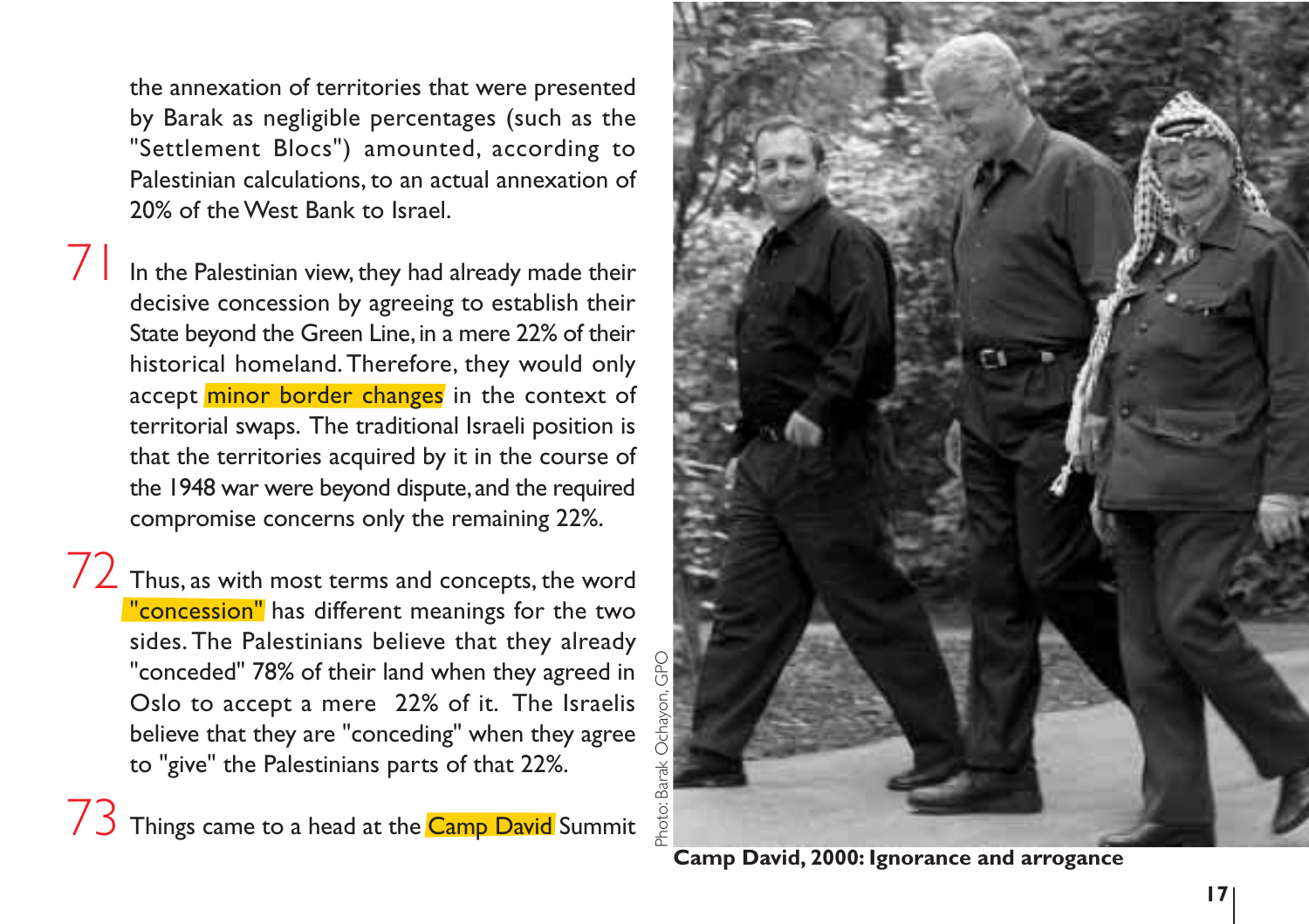the annexation of territories that were presented by Barak as negligible percentages (such as the "Settlement Blocs") amounted, according to Palestinian calculations, to an actual annexation of 20% of the West Bank to Israel.

71 In the Palestinian view, they had already made their decisive concession by agreeing to establish their State beyond the Green Line, in a mere 22% of their historical homeland. Therefore, they would only accept minor border changes in the context of territorial swaps. The traditional Israeli position is that the territories acquired by it in the course of the 1948 war were beyond dispute, and the required compromise concerns only the remaining 22%.

72 Thus, as with most terms and concepts, the word "concession" has different meanings for the two sides. The Palestinians believe that they already "conceded" 78% of their land when they agreed in Oslo to accept a mere 22% of it. The Israelis believe that they are "conceding" when they agree to "give" the Palestinians parts of that 22%.

73 Things came to a head at the Camp David Summit

Photo: Barak Ochayon, GPO

**Camp David, 2000: Ignorance and arrogance**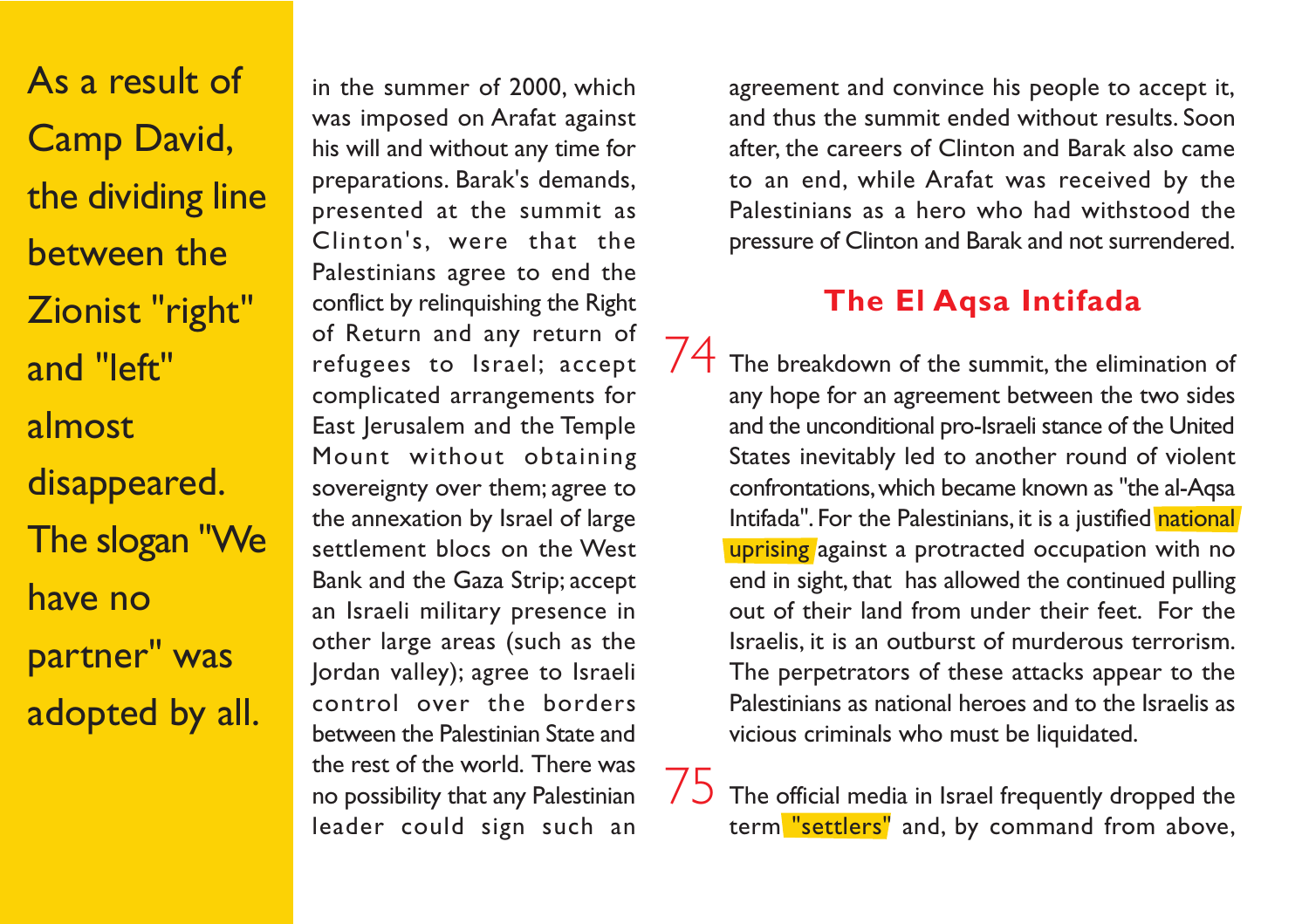As a result of Camp David, the dividing line between the Zionist "right" and "left" almost disappeared. The slogan "We have no partner" was adopted by all.

in the summer of 2000, which was imposed on Arafat against his will and without any time for preparations. Barak's demands, presented at the summit as Clinton's, were that the Palestinians agree to end the conflict by relinquishing the Right of Return and any return of refugees to Israel; accept complicated arrangements for East Jerusalem and the Temple Mount without obtaining sovereignty over them; agree to the annexation by Israel of large settlement blocs on the West Bank and the Gaza Strip; accept an Israeli military presence in other large areas (such as the Jordan valley); agree to Israeli control over the borders between the Palestinian State and the rest of the world. There was no possibility that any Palestinian leader could sign such an agreement and convince his people to accept it, and thus the summit ended without results. Soon after, the careers of Clinton and Barak also came to an end, while Arafat was received by the Palestinians as a hero who had withstood the pressure of Clinton and Barak and not surrendered.

## The El Aqsa Intifada

74 The breakdown of the summit, the elimination of any hope for an agreement between the two sides and the unconditional pro-Israeli stance of the United States inevitably led to another round of violent confrontations, which became known as "the al-Aqsa Intifada". For the Palestinians, it is a justified national uprising against a protracted occupation with no end in sight, that has allowed the continued pulling out of their land from under their feet. For the Israelis, it is an outburst of murderous terrorism. The perpetrators of these attacks appear to the Palestinians as national heroes and to the Israelis as vicious criminals who must be liquidated.

75 The official media in Israel frequently dropped the term "settlers" and, by command from above,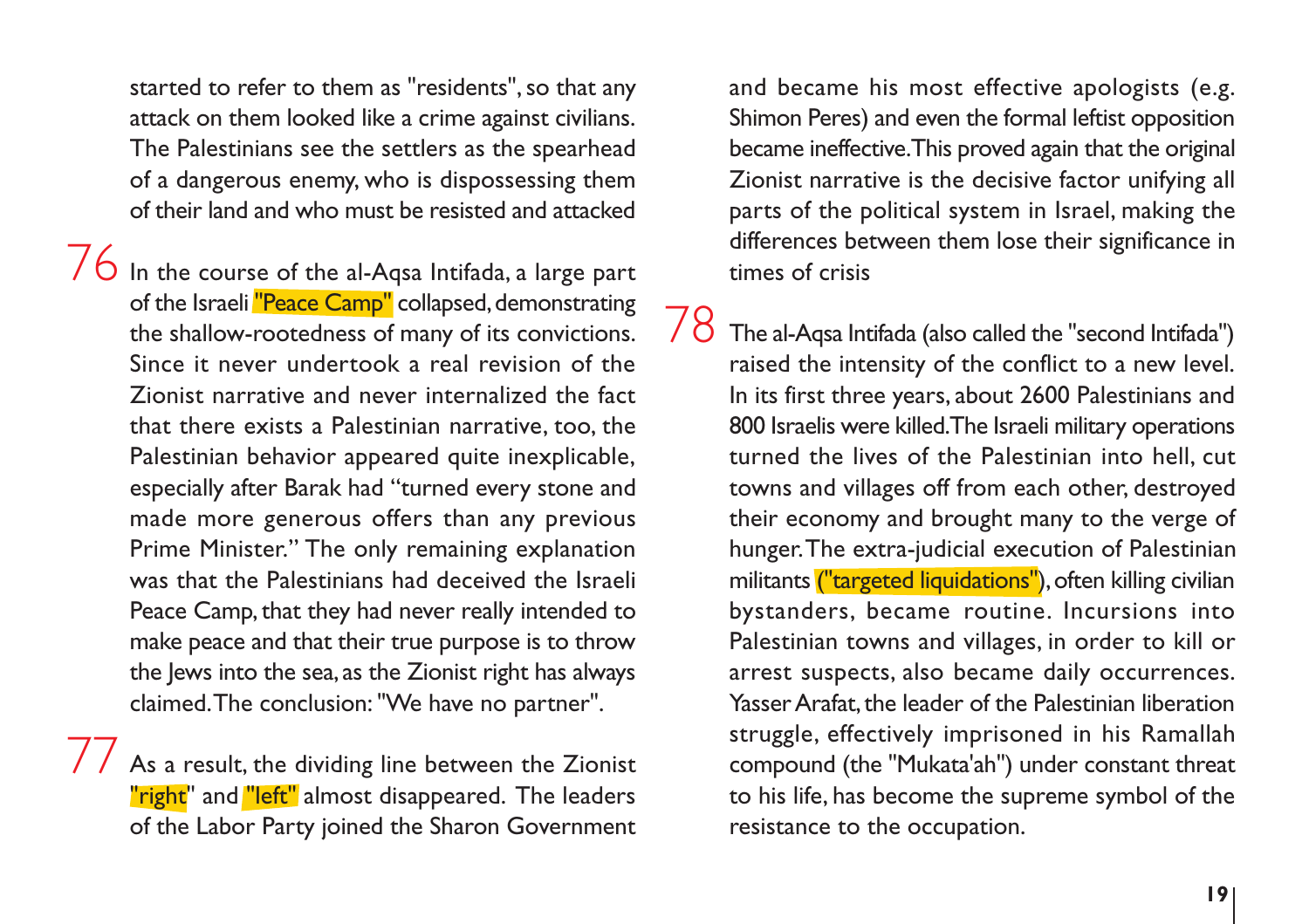started to refer to them as "residents", so that any attack on them looked like a crime against civilians. The Palestinians see the settlers as the spearhead of a dangerous enemy, who is dispossessing them of their land and who must be resisted and attacked

76 In the course of the al-Aqsa Intifada, a large part of the Israeli "Peace Camp" collapsed, demonstrating the shallow-rootedness of many of its convictions. Since it never undertook a real revision of the Zionist narrative and never internalized the fact that there exists a Palestinian narrative, too, the Palestinian behavior appeared quite inexplicable, especially after Barak had "turned every stone and made more generous offers than any previous Prime Minister." The only remaining explanation was that the Palestinians had deceived the Israeli Peace Camp, that they had never really intended to make peace and that their true purpose is to throw the Jews into the sea, as the Zionist right has always claimed. The conclusion: "We have no partner".

77 As a result, the dividing line between the Zionist "right" and "left" almost disappeared. The leaders of the Labor Party joined the Sharon Government and became his most effective apologists (e.g. Shimon Peres) and even the formal leftist opposition became ineffective. This proved again that the original Zionist narrative is the decisive factor unifying all parts of the political system in Israel, making the differences between them lose their significance in times of crisis

78 The al-Aqsa Intifada (also called the "second Intifada") raised the intensity of the conflict to a new level. In its first three years, about 2600 Palestinians and 800 Israelis were killed. The Israeli military operations turned the lives of the Palestinian into hell, cut towns and villages off from each other, destroyed their economy and brought many to the verge of hunger. The extra-judicial execution of Palestinian militants ("targeted liquidations"), often killing civilian bystanders, became routine. Incursions into Palestinian towns and villages, in order to kill or arrest suspects, also became daily occurrences. Yasser Arafat, the leader of the Palestinian liberation struggle, effectively imprisoned in his Ramallah compound (the "Mukata'ah") under constant threat to his life, has become the supreme symbol of the resistance to the occupation.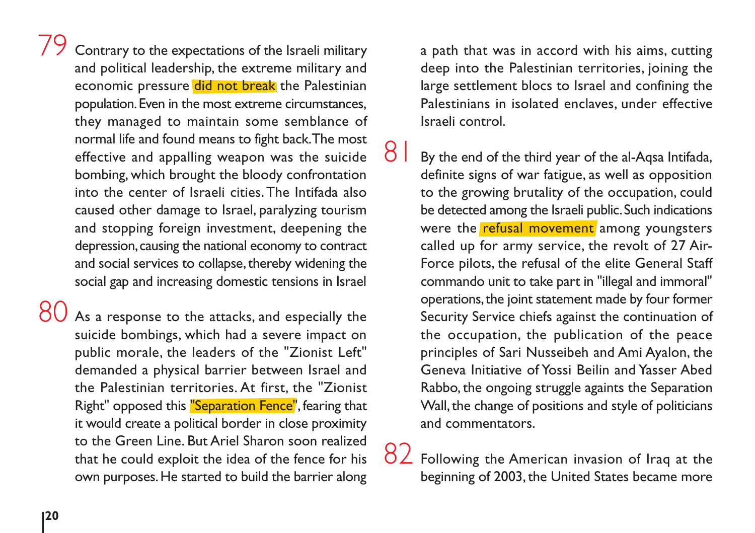79 Contrary to the expectations of the Israeli military and political leadership, the extreme military and economic pressure did not break the Palestinian population. Even in the most extreme circumstances, they managed to maintain some semblance of normal life and found means to fight back. The most effective and appalling weapon was the suicide bombing, which brought the bloody confrontation into the center of Israeli cities. The Intifada also caused other damage to Israel, paralyzing tourism and stopping foreign investment, deepening the depression, causing the national economy to contract and social services to collapse, thereby widening the social gap and increasing domestic tensions in Israel

80 As a response to the attacks, and especially the suicide bombings, which had a severe impact on public morale, the leaders of the "Zionist Left" demanded a physical barrier between Israel and the Palestinian territories. At first, the "Zionist Right" opposed this "Separation Fence", fearing that it would create a political border in close proximity to the Green Line. But Ariel Sharon soon realized that he could exploit the idea of the fence for his own purposes. He started to build the barrier along a path that was in accord with his aims, cutting deep into the Palestinian territories, joining the large settlement blocs to Israel and confining the Palestinians in isolated enclaves, under effective Israeli control.

81 By the end of the third year of the al-Aqsa Intifada, definite signs of war fatigue, as well as opposition to the growing brutality of the occupation, could be detected among the Israeli public. Such indications were the refusal movement among youngsters called up for army service, the revolt of 27 Air-Force pilots, the refusal of the elite General Staff commando unit to take part in "illegal and immoral" operations, the joint statement made by four former Security Service chiefs against the continuation of the occupation, the publication of the peace principles of Sari Nusseibeh and Ami Ayalon, the Geneva Initiative of Yossi Beilin and Yasser Abed Rabbo, the ongoing struggle againts the Separation Wall, the change of positions and style of politicians and commentators.

82 Following the American invasion of Iraq at the beginning of 2003, the United States became more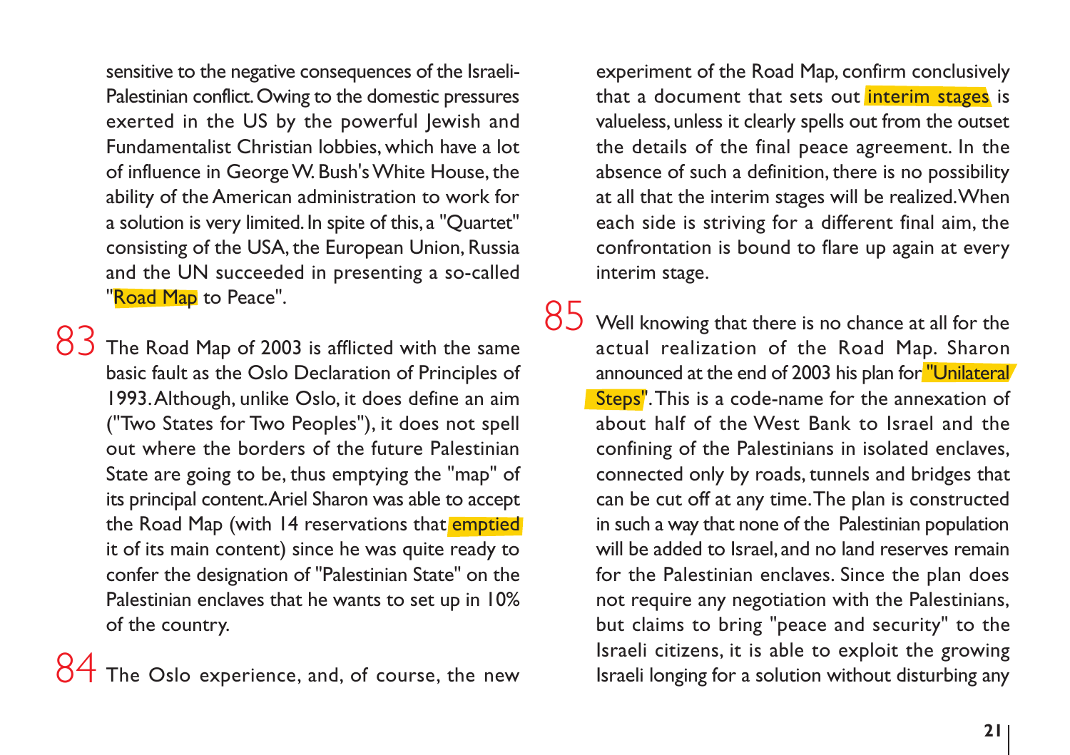sensitive to the negative consequences of the Israeli-Palestinian conflict. Owing to the domestic pressures exerted in the US by the powerful Jewish and Fundamentalist Christian lobbies, which have a lot of influence in George W. Bush's White House, the ability of the American administration to work for a solution is very limited. In spite of this, a "Quartet" consisting of the USA, the European Union, Russia and the UN succeeded in presenting a so-called "Road Map to Peace".

83 The Road Map of 2003 is afflicted with the same basic fault as the Oslo Declaration of Principles of 1993. Although, unlike Oslo, it does define an aim ("Two States for Two Peoples"), it does not spell out where the borders of the future Palestinian State are going to be, thus emptying the "map" of its principal content. Ariel Sharon was able to accept the Road Map (with 14 reservations that emptied it of its main content) since he was quite ready to confer the designation of "Palestinian State" on the Palestinian enclaves that he wants to set up in 10% of the country.

84 The Oslo experience, and, of course, the new experiment of the Road Map, confirm conclusively that a document that sets out interim stages is valueless, unless it clearly spells out from the outset the details of the final peace agreement. In the absence of such a definition, there is no possibility at all that the interim stages will be realized. When each side is striving for a different final aim, the confrontation is bound to flare up again at every interim stage.

85 Well knowing that there is no chance at all for the actual realization of the Road Map. Sharon announced at the end of 2003 his plan for "Unilateral Steps". This is a code-name for the annexation of about half of the West Bank to Israel and the confining of the Palestinians in isolated enclaves, connected only by roads, tunnels and bridges that can be cut off at any time. The plan is constructed in such a way that none of the Palestinian population will be added to Israel, and no land reserves remain for the Palestinian enclaves. Since the plan does not require any negotiation with the Palestinians, but claims to bring "peace and security" to the Israeli citizens, it is able to exploit the growing Israeli longing for a solution without disturbing any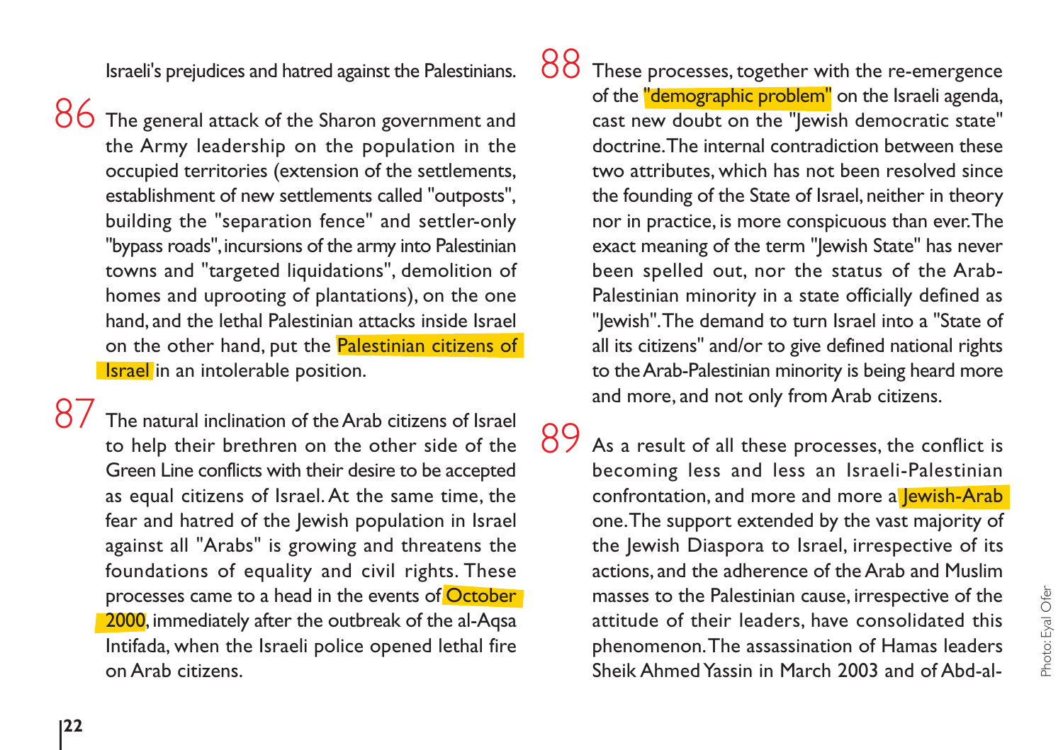Israeli's prejudices and hatred against the Palestinians.

86 The general attack of the Sharon government and the Army leadership on the population in the occupied territories (extension of the settlements, establishment of new settlements called "outposts", building the "separation fence" and settler-only "bypass roads", incursions of the army into Palestinian towns and "targeted liquidations", demolition of homes and uprooting of plantations), on the one hand, and the lethal Palestinian attacks inside Israel on the other hand, put the Palestinian citizens of Israel in an intolerable position.

87 The natural inclination of the Arab citizens of Israel to help their brethren on the other side of the Green Line conflicts with their desire to be accepted as equal citizens of Israel. At the same time, the fear and hatred of the Jewish population in Israel against all "Arabs" is growing and threatens the foundations of equality and civil rights. These processes came to a head in the events of October 2000, immediately after the outbreak of the al-Aqsa Intifada, when the Israeli police opened lethal fire on Arab citizens.

88 These processes, together with the re-emergence of the "demographic problem" on the Israeli agenda, cast new doubt on the "Jewish democratic state" doctrine. The internal contradiction between these two attributes, which has not been resolved since the founding of the State of Israel, neither in theory nor in practice, is more conspicuous than ever. The exact meaning of the term "Jewish State" has never been spelled out, nor the status of the Arab-Palestinian minority in a state officially defined as "Jewish". The demand to turn Israel into a "State of all its citizens" and/or to give defined national rights to the Arab-Palestinian minority is being heard more and more, and not only from Arab citizens.

89 As a result of all these processes, the conflict is becoming less and less an Israeli-Palestinian confrontation, and more and more a Jewish-Arab one. The support extended by the vast majority of the Jewish Diaspora to Israel, irrespective of its actions, and the adherence of the Arab and Muslim masses to the Palestinian cause, irrespective of the attitude of their leaders, have consolidated this phenomenon. The assassination of Hamas leaders Sheik Ahmed Yassin in March 2003 and of Abd-al-

Photo: Eyal Ofer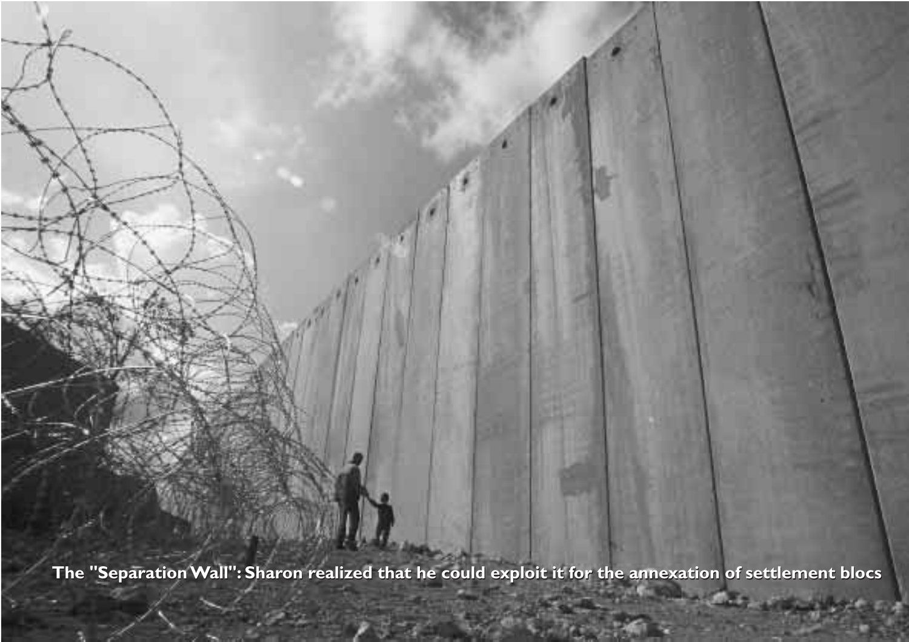The "Separation Wall": Sharon realized that he could exploit it for the annexation of settlement blocs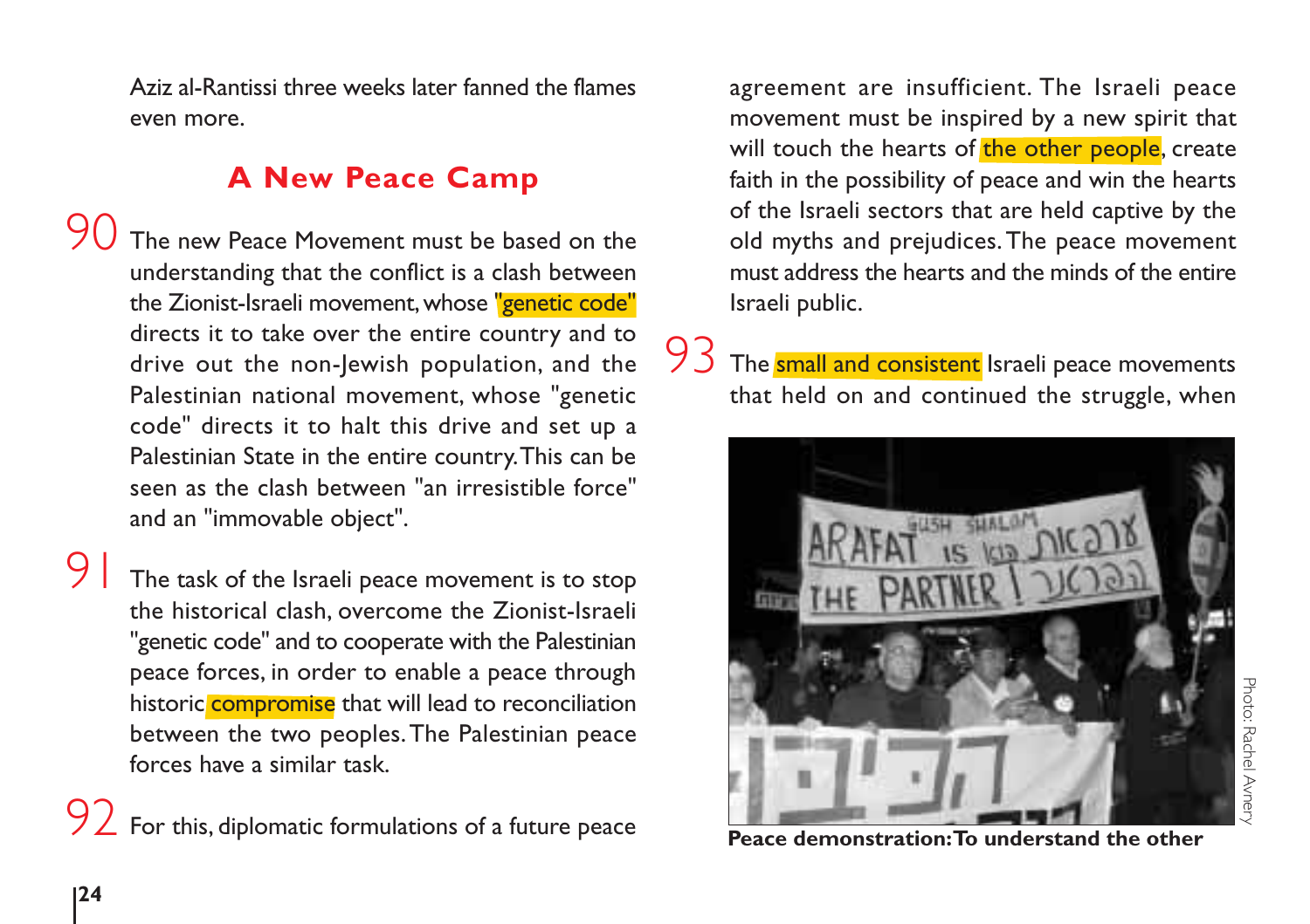Aziz al-Rantissi three weeks later fanned the flames even more.

## A New Peace Camp

90 The new Peace Movement must be based on the understanding that the conflict is a clash between the Zionist-Israeli movement, whose "genetic code" directs it to take over the entire country and to drive out the non-Jewish population, and the Palestinian national movement, whose "genetic code" directs it to halt this drive and set up a Palestinian State in the entire country. This can be seen as the clash between "an irresistible force" and an "immovable object".

91 The task of the Israeli peace movement is to stop the historical clash, overcome the Zionist-Israeli "genetic code" and to cooperate with the Palestinian peace forces, in order to enable a peace through historic compromise that will lead to reconciliation between the two peoples. The Palestinian peace forces have a similar task.

92 For this, diplomatic formulations of a future peace agreement are insufficient. The Israeli peace movement must be inspired by a new spirit that will touch the hearts of the other people, create faith in the possibility of peace and win the hearts of the Israeli sectors that are held captive by the old myths and prejudices. The peace movement must address the hearts and the minds of the entire Israeli public.

93 The small and consistent Israeli peace movements that held on and continued the struggle, when

Peace demonstration: To understand the other

Photo: Rachel Avnery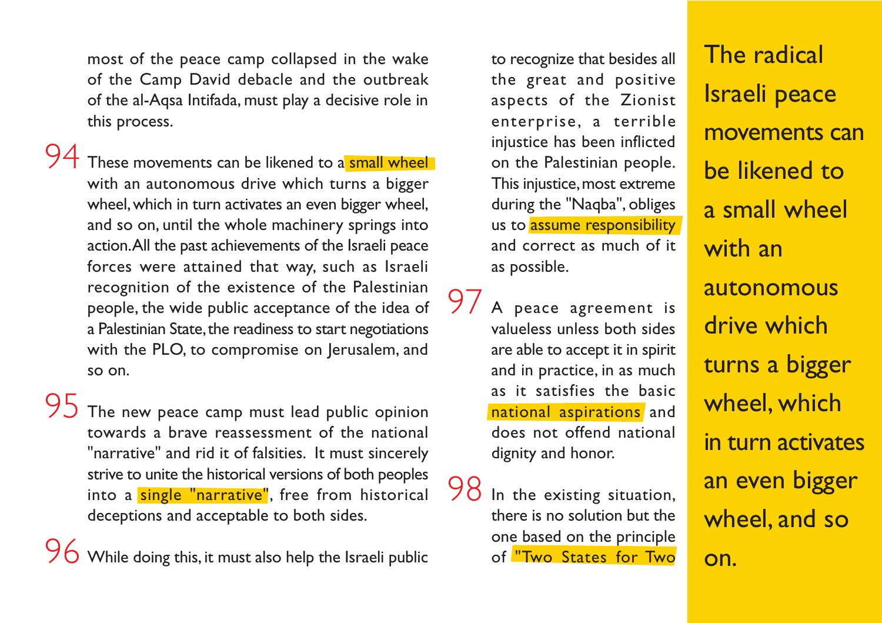most of the peace camp collapsed in the wake of the Camp David debacle and the outbreak of the al-Aqsa Intifada, must play a decisive role in this process.

94 These movements can be likened to a small wheel with an autonomous drive which turns a bigger wheel, which in turn activates an even bigger wheel, and so on, until the whole machinery springs into action. All the past achievements of the Israeli peace forces were attained that way, such as Israeli recognition of the existence of the Palestinian people, the wide public acceptance of the idea of a Palestinian State, the readiness to start negotiations with the PLO, to compromise on Jerusalem, and so on.

95 The new peace camp must lead public opinion towards a brave reassessment of the national "narrative" and rid it of falsities. It must sincerely strive to unite the historical versions of both peoples into a single "narrative", free from historical deceptions and acceptable to both sides.

96 While doing this, it must also help the Israeli public to recognize that besides all the great and positive aspects of the Zionist enterprise, a terrible injustice has been inflicted on the Palestinian people. This injustice, most extreme during the "Naqba", obliges us to assume responsibility and correct as much of it as possible.

97 A peace agreement is valueless unless both sides are able to accept it in spirit and in practice, in as much as it satisfies the basic national aspirations and does not offend national dignity and honor.

98 In the existing situation, there is no solution but the one based on the principle of "Two States for Two

The radical Israeli peace movements can be likened to a small wheel with an autonomous drive which turns a bigger wheel, which in turn activates an even bigger wheel, and so on.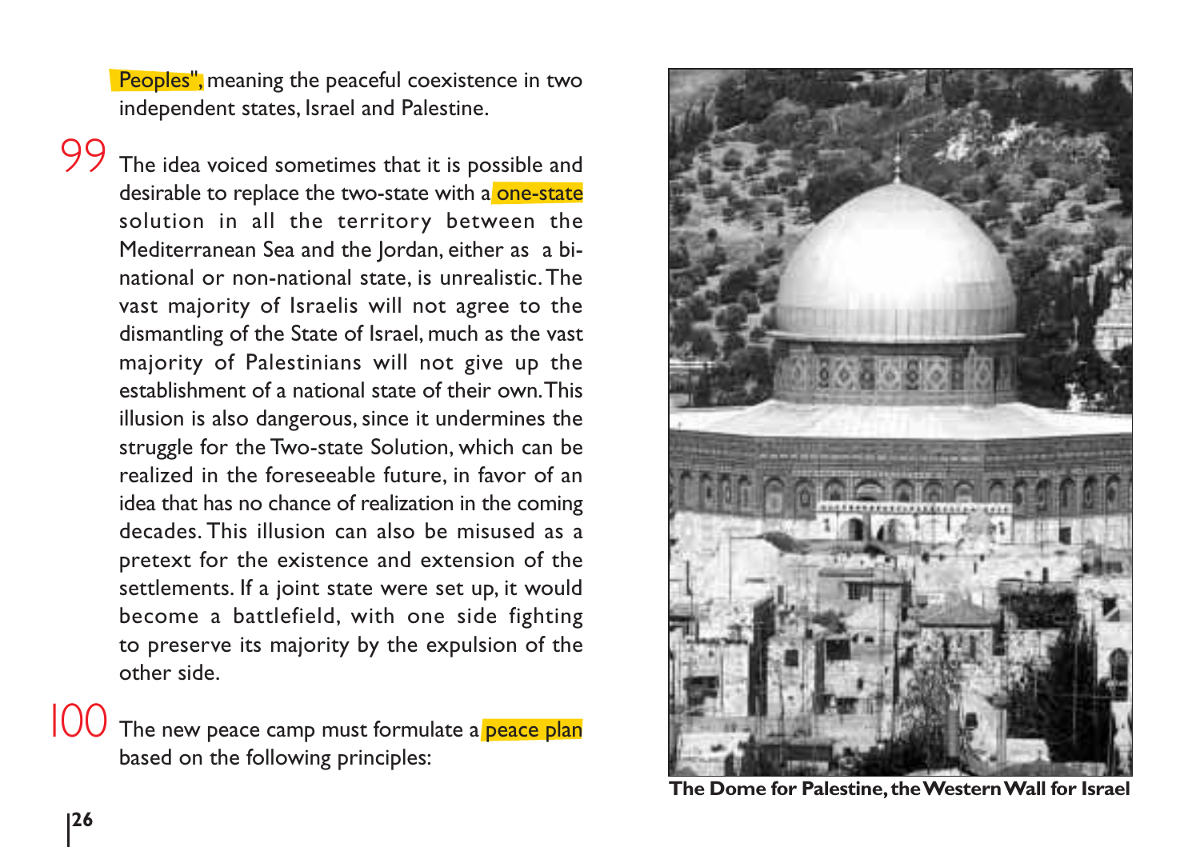Peoples", meaning the peaceful coexistence in two independent states, Israel and Palestine.

99 The idea voiced sometimes that it is possible and desirable to replace the two-state with a one-state solution in all the territory between the Mediterranean Sea and the Jordan, either as a bi-national or non-national state, is unrealistic. The vast majority of Israelis will not agree to the dismantling of the State of Israel, much as the vast majority of Palestinians will not give up the establishment of a national state of their own. This illusion is also dangerous, since it undermines the struggle for the Two-state Solution, which can be realized in the foreseeable future, in favor of an idea that has no chance of realization in the coming decades. This illusion can also be misused as a pretext for the existence and extension of the settlements. If a joint state were set up, it would become a battlefield, with one side fighting to preserve its majority by the expulsion of the other side.

100 The new peace camp must formulate a peace plan based on the following principles:

**The Dome for Palestine, the Western Wall for Israel**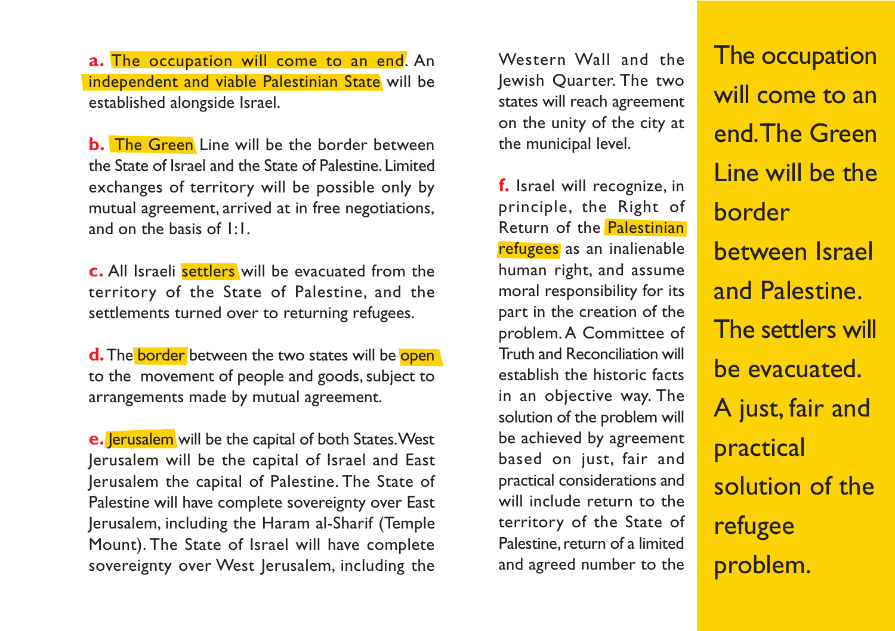**a.** The occupation will come to an end. An independent and viable Palestinian State will be established alongside Israel.

**b.** The Green Line will be the border between the State of Israel and the State of Palestine. Limited exchanges of territory will be possible only by mutual agreement, arrived at in free negotiations, and on the basis of 1:1.

**c.** All Israeli settlers will be evacuated from the territory of the State of Palestine, and the settlements turned over to returning refugees.

**d.** The border between the two states will be open to the movement of people and goods, subject to arrangements made by mutual agreement.

**e.** Jerusalem will be the capital of both States. West Jerusalem will be the capital of Israel and East Jerusalem the capital of Palestine. The State of Palestine will have complete sovereignty over East Jerusalem, including the Haram al-Sharif (Temple Mount). The State of Israel will have complete sovereignty over West Jerusalem, including the Western Wall and the Jewish Quarter. The two states will reach agreement on the unity of the city at the municipal level.

**f.** Israel will recognize, in principle, the Right of Return of the Palestinian refugees as an inalienable human right, and assume moral responsibility for its part in the creation of the problem. A Committee of Truth and Reconciliation will establish the historic facts in an objective way. The solution of the problem will be achieved by agreement based on just, fair and practical considerations and will include return to the territory of the State of Palestine, return of a limited and agreed number to the

The occupation will come to an end. The Green Line will be the border between Israel and Palestine. The settlers will be evacuated. A just, fair and practical solution of the refugee problem.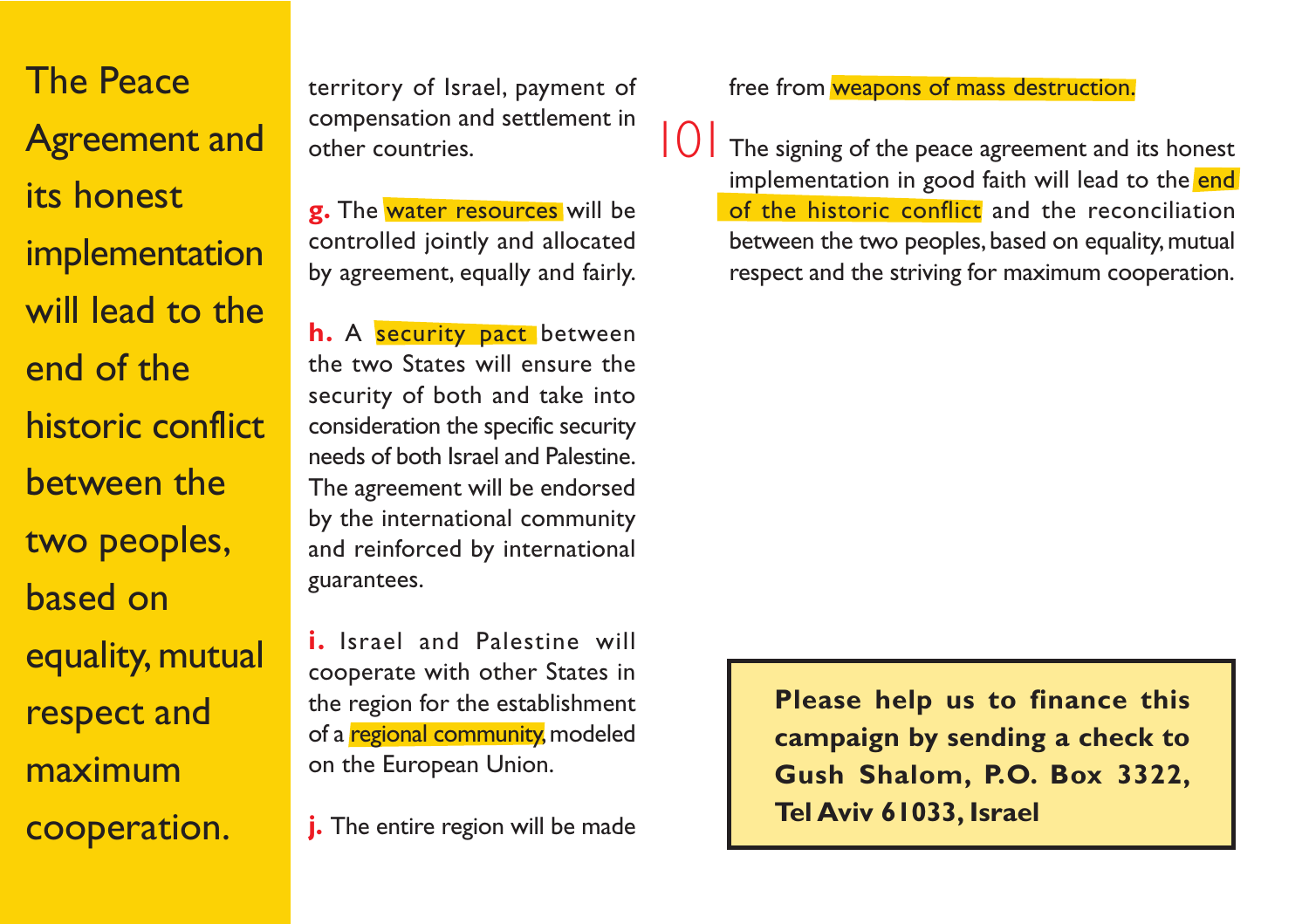**The Peace Agreement and its honest implementation will lead to the end of the historic conflict between the two peoples, based on equality, mutual respect and maximum cooperation.**

territory of Israel, payment of compensation and settlement in other countries.

**g.** The water resources will be controlled jointly and allocated by agreement, equally and fairly.

**h.** A security pact between the two States will ensure the security of both and take into consideration the specific security needs of both Israel and Palestine. The agreement will be endorsed by the international community and reinforced by international guarantees.

**i.** Israel and Palestine will cooperate with other States in the region for the establishment of a regional community, modeled on the European Union.

**j.** The entire region will be made free from weapons of mass destruction.

**101** The signing of the peace agreement and its honest implementation in good faith will lead to the end of the historic conflict and the reconciliation between the two peoples, based on equality, mutual respect and the striving for maximum cooperation.

**Please help us to finance this campaign by sending a check to Gush Shalom, P.O. Box 3322, Tel Aviv 61033, Israel**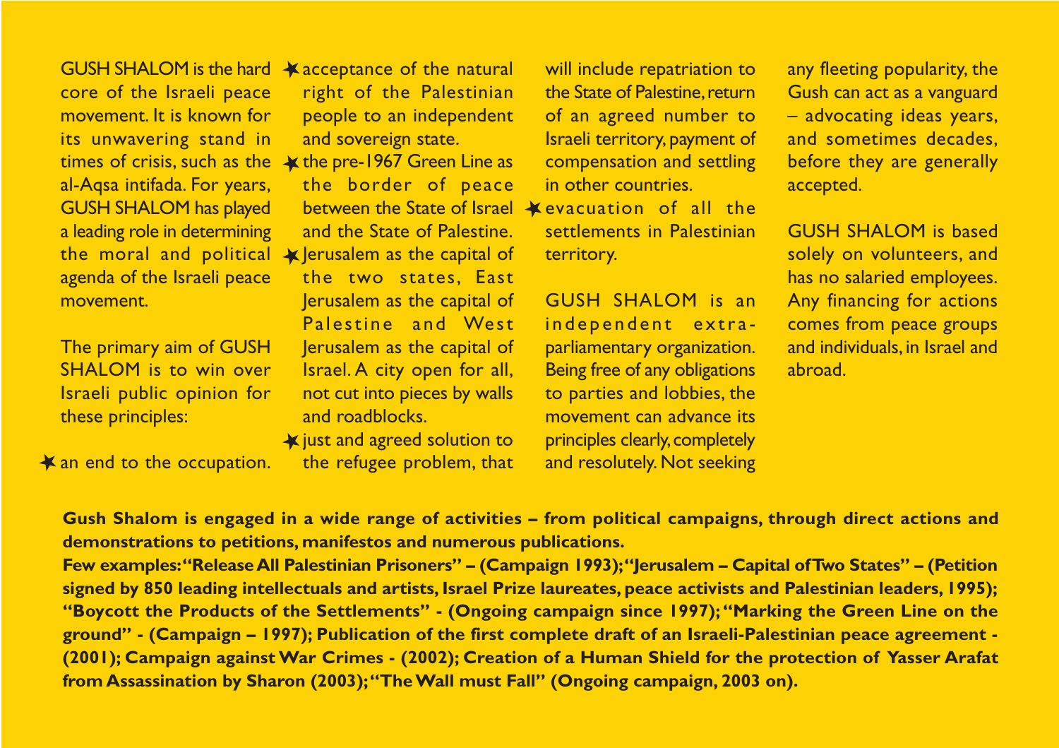GUSH SHALOM is the hard core of the Israeli peace movement. It is known for its unwavering stand in times of crisis, such as the al-Aqsa intifada. For years, GUSH SHALOM has played a leading role in determining the moral and political agenda of the Israeli peace movement.

The primary aim of GUSH SHALOM is to win over Israeli public opinion for these principles:

- an end to the occupation.
- acceptance of the natural right of the Palestinian people to an independent and sovereign state.
- the pre-1967 Green Line as the border of peace between the State of Israel and the State of Palestine.
- Jerusalem as the capital of the two states, East Jerusalem as the capital of Palestine and West Jerusalem as the capital of Israel. A city open for all, not cut into pieces by walls and roadblocks.
- just and agreed solution to the refugee problem, that will include repatriation to the State of Palestine, return of an agreed number to Israeli territory, payment of compensation and settling in other countries.
- evacuation of all the settlements in Palestinian territory.

GUSH SHALOM is an independent extra-parliamentary organization. Being free of any obligations to parties and lobbies, the movement can advance its principles clearly, completely and resolutely. Not seeking any fleeting popularity, the Gush can act as a vanguard – advocating ideas years, and sometimes decades, before they are generally accepted.

GUSH SHALOM is based solely on volunteers, and has no salaried employees. Any financing for actions comes from peace groups and individuals, in Israel and abroad.

**Gush Shalom is engaged in a wide range of activities – from political campaigns, through direct actions and demonstrations to petitions, manifestos and numerous publications.**

**Few examples: "Release All Palestinian Prisoners" – (Campaign 1993); "Jerusalem – Capital of Two States" – (Petition signed by 850 leading intellectuals and artists, Israel Prize laureates, peace activists and Palestinian leaders, 1995); "Boycott the Products of the Settlements" - (Ongoing campaign since 1997); "Marking the Green Line on the ground" - (Campaign – 1997); Publication of the first complete draft of an Israeli-Palestinian peace agreement - (2001); Campaign against War Crimes - (2002); Creation of a Human Shield for the protection of Yasser Arafat from Assassination by Sharon (2003); "The Wall must Fall" (Ongoing campaign, 2003 on).**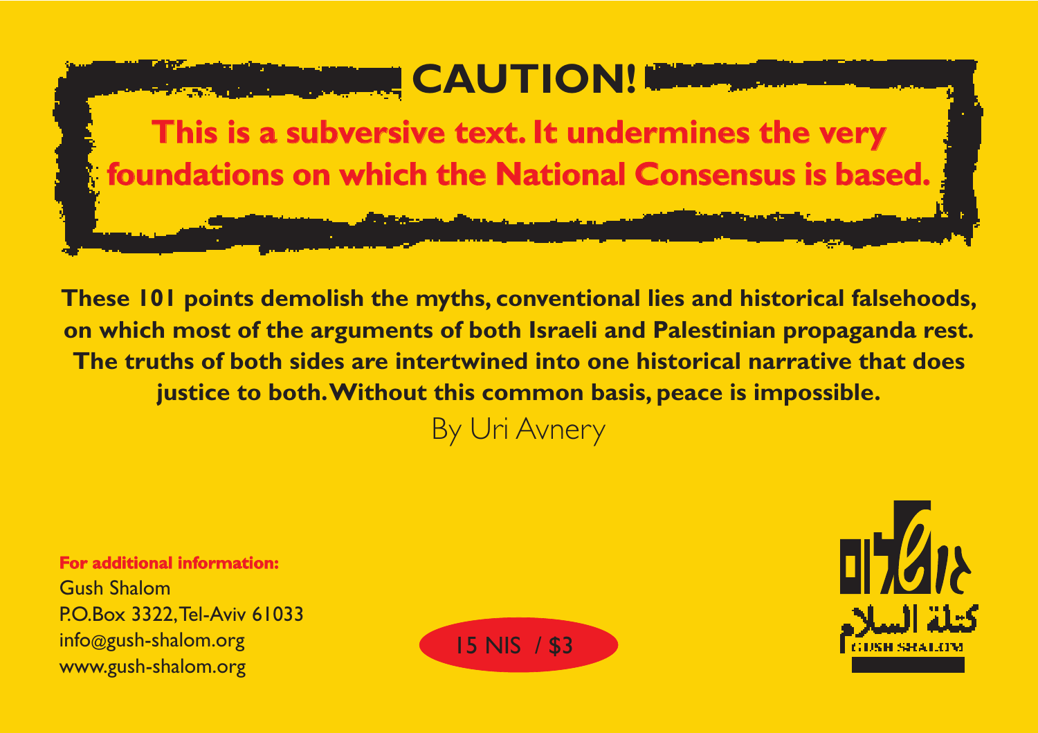# CAUTION!

**This is a subversive text. It undermines the very foundations on which the National Consensus is based.**

**These 101 points demolish the myths, conventional lies and historical falsehoods, on which most of the arguments of both Israeli and Palestinian propaganda rest. The truths of both sides are intertwined into one historical narrative that does justice to both. Without this common basis, peace is impossible.**

By Uri Avnery

**For additional information:**
Gush Shalom
P.O.Box 3322, Tel-Aviv 61033
info@gush-shalom.org
www.gush-shalom.org

15 NIS / $3

גוש שלום
كتلة السلام
GUSH SHALOM